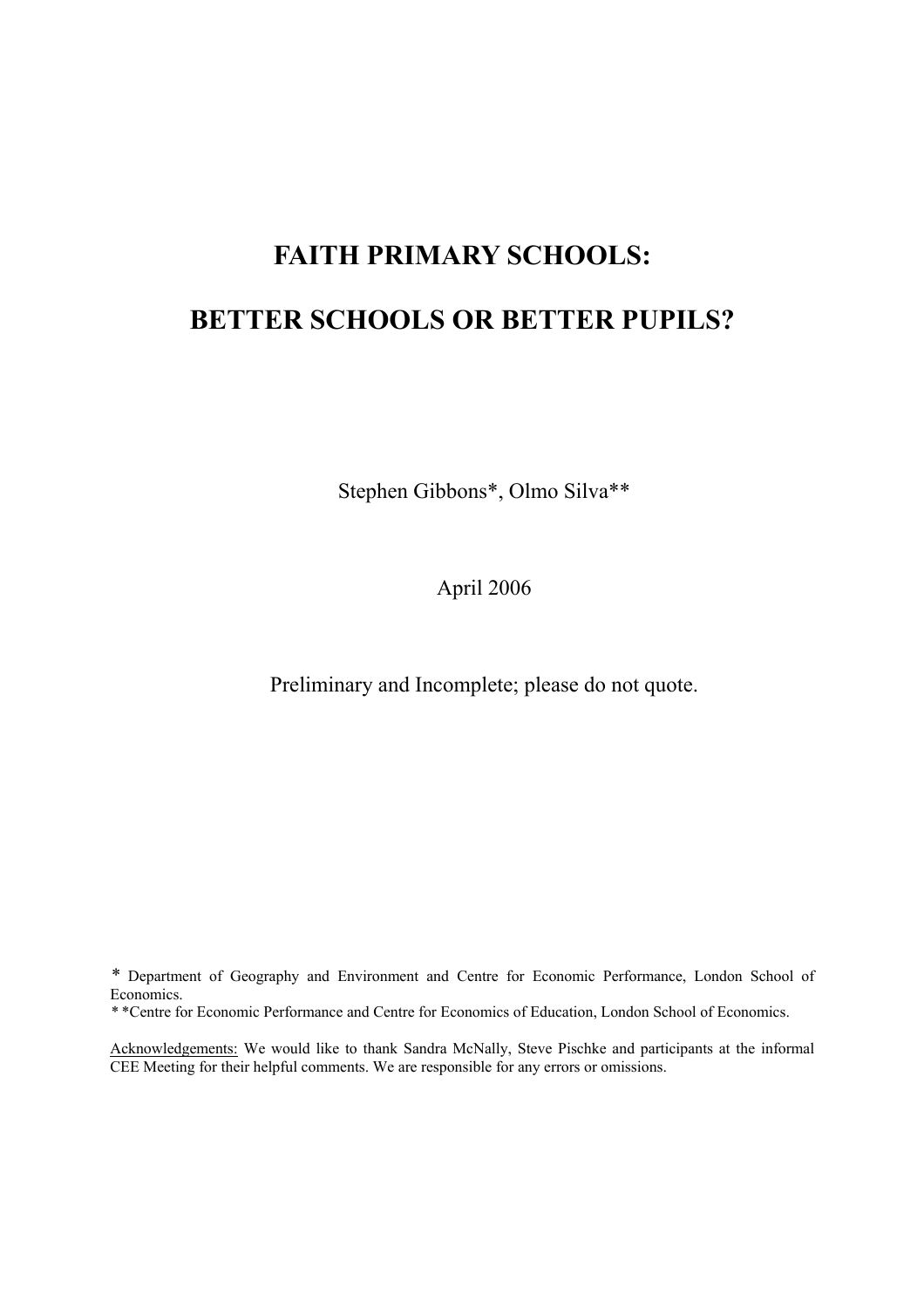# FAITH PRIMARY SCHOOLS:

# BETTER SCHOOLS OR BETTER PUPILS?

Stephen Gibbons*, Olmo Silva**

April 2006

Preliminary and Incomplete; please do not quote.

* Department of Geography and Environment and Centre for Economic Performance, London School of Economics.

** Centre for Economic Performance and Centre for Economics of Education, London School of Economics.

Acknowledgements: We would like to thank Sandra McNally, Steve Pischke and participants at the informal CEE Meeting for their helpful comments. We are responsible for any errors or omissions.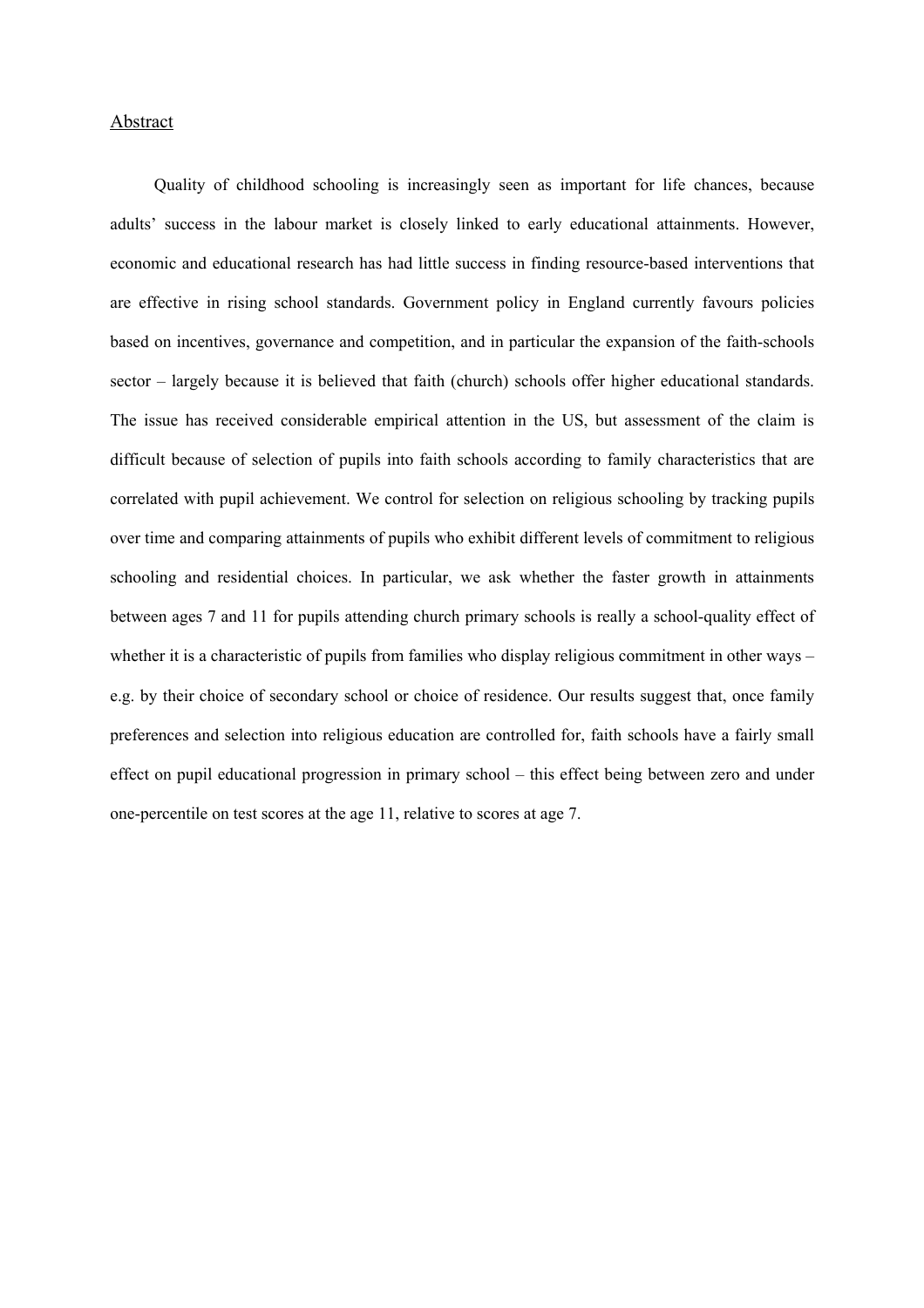## Abstract

Quality of childhood schooling is increasingly seen as important for life chances, because adults' success in the labour market is closely linked to early educational attainments. However, economic and educational research has had little success in finding resource-based interventions that are effective in rising school standards. Government policy in England currently favours policies based on incentives, governance and competition, and in particular the expansion of the faith-schools sector – largely because it is believed that faith (church) schools offer higher educational standards. The issue has received considerable empirical attention in the US, but assessment of the claim is difficult because of selection of pupils into faith schools according to family characteristics that are correlated with pupil achievement. We control for selection on religious schooling by tracking pupils over time and comparing attainments of pupils who exhibit different levels of commitment to religious schooling and residential choices. In particular, we ask whether the faster growth in attainments between ages 7 and 11 for pupils attending church primary schools is really a school-quality effect of whether it is a characteristic of pupils from families who display religious commitment in other ways – e.g. by their choice of secondary school or choice of residence. Our results suggest that, once family preferences and selection into religious education are controlled for, faith schools have a fairly small effect on pupil educational progression in primary school – this effect being between zero and under one-percentile on test scores at the age 11, relative to scores at age 7.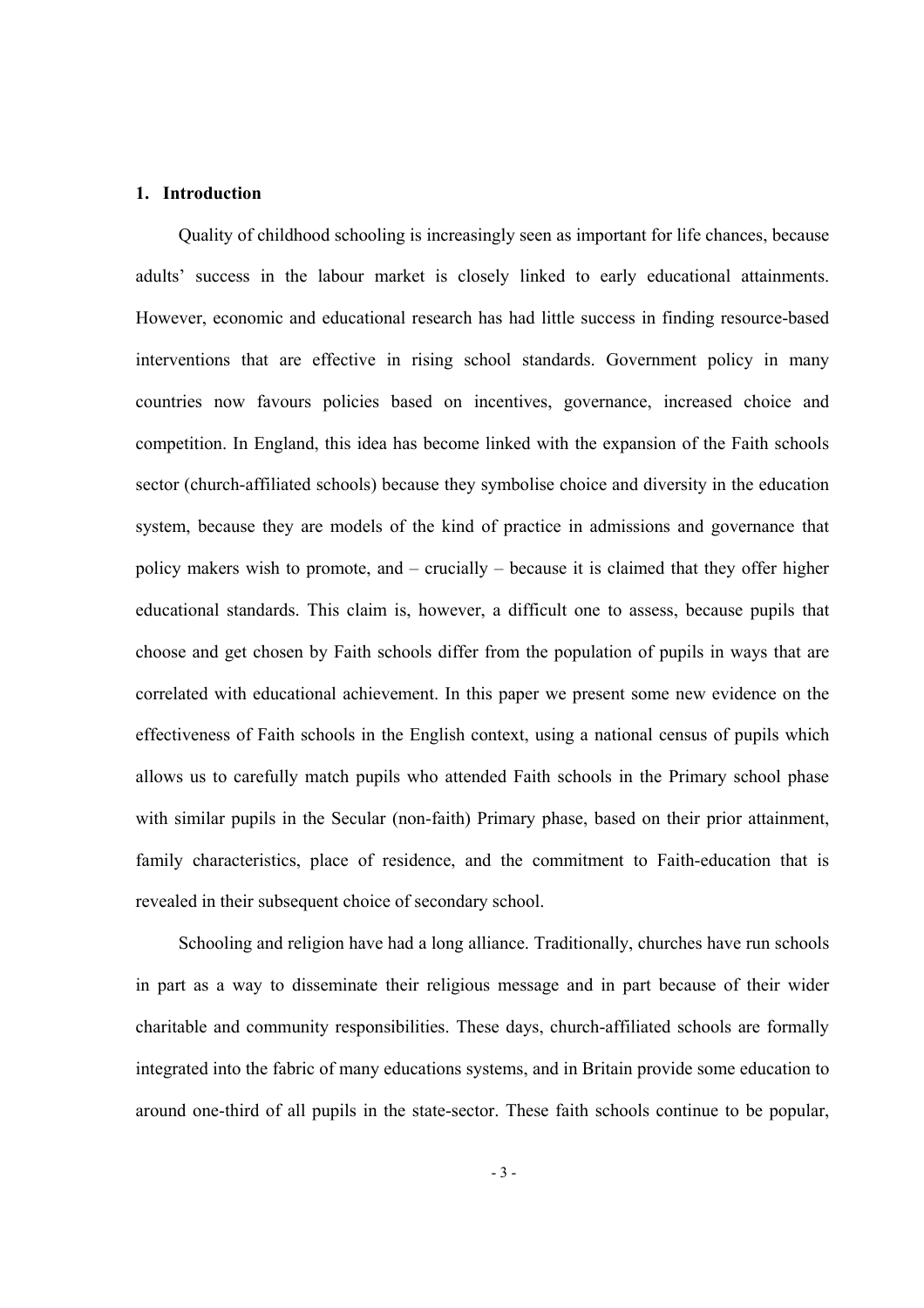## 1. Introduction

Quality of childhood schooling is increasingly seen as important for life chances, because adults' success in the labour market is closely linked to early educational attainments. However, economic and educational research has had little success in finding resource-based interventions that are effective in rising school standards. Government policy in many countries now favours policies based on incentives, governance, increased choice and competition. In England, this idea has become linked with the expansion of the Faith schools sector (church-affiliated schools) because they symbolise choice and diversity in the education system, because they are models of the kind of practice in admissions and governance that policy makers wish to promote, and – crucially – because it is claimed that they offer higher educational standards. This claim is, however, a difficult one to assess, because pupils that choose and get chosen by Faith schools differ from the population of pupils in ways that are correlated with educational achievement. In this paper we present some new evidence on the effectiveness of Faith schools in the English context, using a national census of pupils which allows us to carefully match pupils who attended Faith schools in the Primary school phase with similar pupils in the Secular (non-faith) Primary phase, based on their prior attainment, family characteristics, place of residence, and the commitment to Faith-education that is revealed in their subsequent choice of secondary school.

Schooling and religion have had a long alliance. Traditionally, churches have run schools in part as a way to disseminate their religious message and in part because of their wider charitable and community responsibilities. These days, church-affiliated schools are formally integrated into the fabric of many educations systems, and in Britain provide some education to around one-third of all pupils in the state-sector. These faith schools continue to be popular,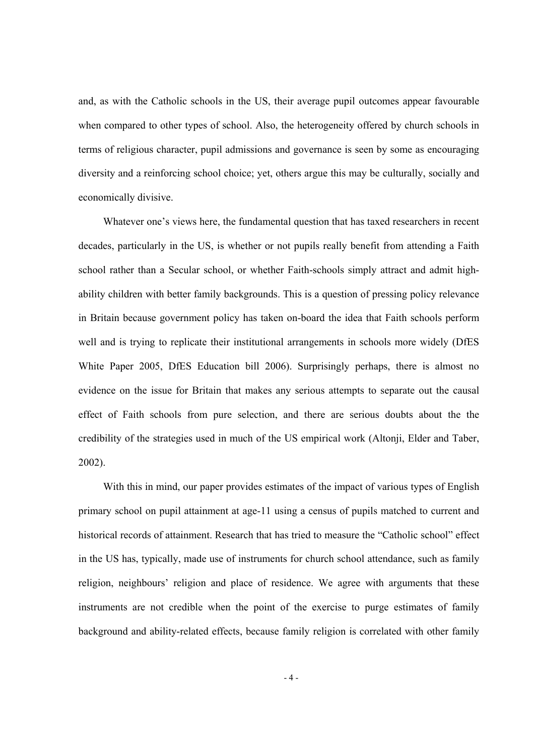and, as with the Catholic schools in the US, their average pupil outcomes appear favourable when compared to other types of school. Also, the heterogeneity offered by church schools in terms of religious character, pupil admissions and governance is seen by some as encouraging diversity and a reinforcing school choice; yet, others argue this may be culturally, socially and economically divisive.

Whatever one's views here, the fundamental question that has taxed researchers in recent decades, particularly in the US, is whether or not pupils really benefit from attending a Faith school rather than a Secular school, or whether Faith-schools simply attract and admit high-ability children with better family backgrounds. This is a question of pressing policy relevance in Britain because government policy has taken on-board the idea that Faith schools perform well and is trying to replicate their institutional arrangements in schools more widely (DfES White Paper 2005, DfES Education bill 2006). Surprisingly perhaps, there is almost no evidence on the issue for Britain that makes any serious attempts to separate out the causal effect of Faith schools from pure selection, and there are serious doubts about the the credibility of the strategies used in much of the US empirical work (Altonji, Elder and Taber, 2002).

With this in mind, our paper provides estimates of the impact of various types of English primary school on pupil attainment at age-11 using a census of pupils matched to current and historical records of attainment. Research that has tried to measure the "Catholic school" effect in the US has, typically, made use of instruments for church school attendance, such as family religion, neighbours' religion and place of residence. We agree with arguments that these instruments are not credible when the point of the exercise to purge estimates of family background and ability-related effects, because family religion is correlated with other family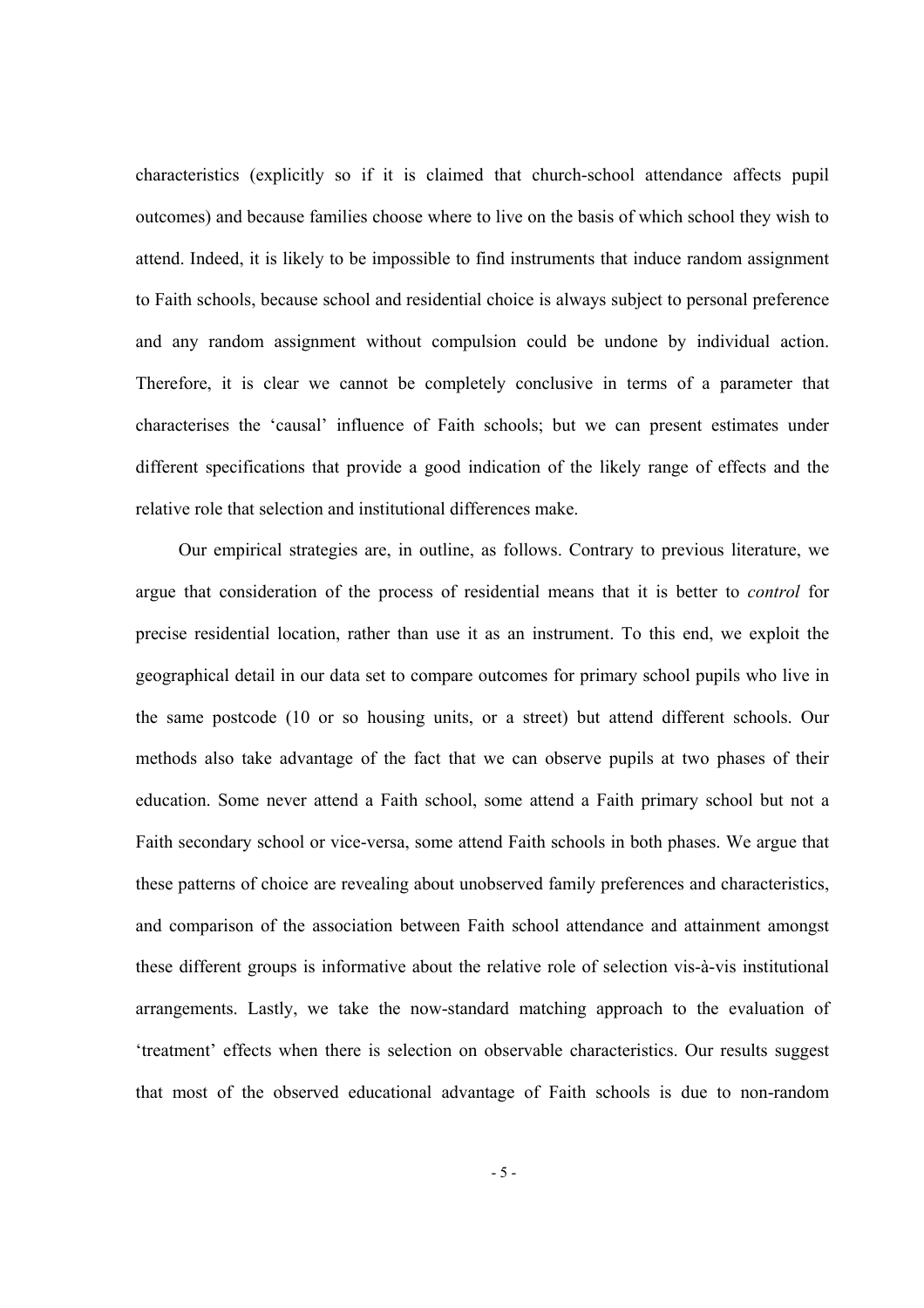characteristics (explicitly so if it is claimed that church-school attendance affects pupil outcomes) and because families choose where to live on the basis of which school they wish to attend. Indeed, it is likely to be impossible to find instruments that induce random assignment to Faith schools, because school and residential choice is always subject to personal preference and any random assignment without compulsion could be undone by individual action. Therefore, it is clear we cannot be completely conclusive in terms of a parameter that characterises the 'causal' influence of Faith schools; but we can present estimates under different specifications that provide a good indication of the likely range of effects and the relative role that selection and institutional differences make.

Our empirical strategies are, in outline, as follows. Contrary to previous literature, we argue that consideration of the process of residential means that it is better to *control* for precise residential location, rather than use it as an instrument. To this end, we exploit the geographical detail in our data set to compare outcomes for primary school pupils who live in the same postcode (10 or so housing units, or a street) but attend different schools. Our methods also take advantage of the fact that we can observe pupils at two phases of their education. Some never attend a Faith school, some attend a Faith primary school but not a Faith secondary school or vice-versa, some attend Faith schools in both phases. We argue that these patterns of choice are revealing about unobserved family preferences and characteristics, and comparison of the association between Faith school attendance and attainment amongst these different groups is informative about the relative role of selection vis-à-vis institutional arrangements. Lastly, we take the now-standard matching approach to the evaluation of 'treatment' effects when there is selection on observable characteristics. Our results suggest that most of the observed educational advantage of Faith schools is due to non-random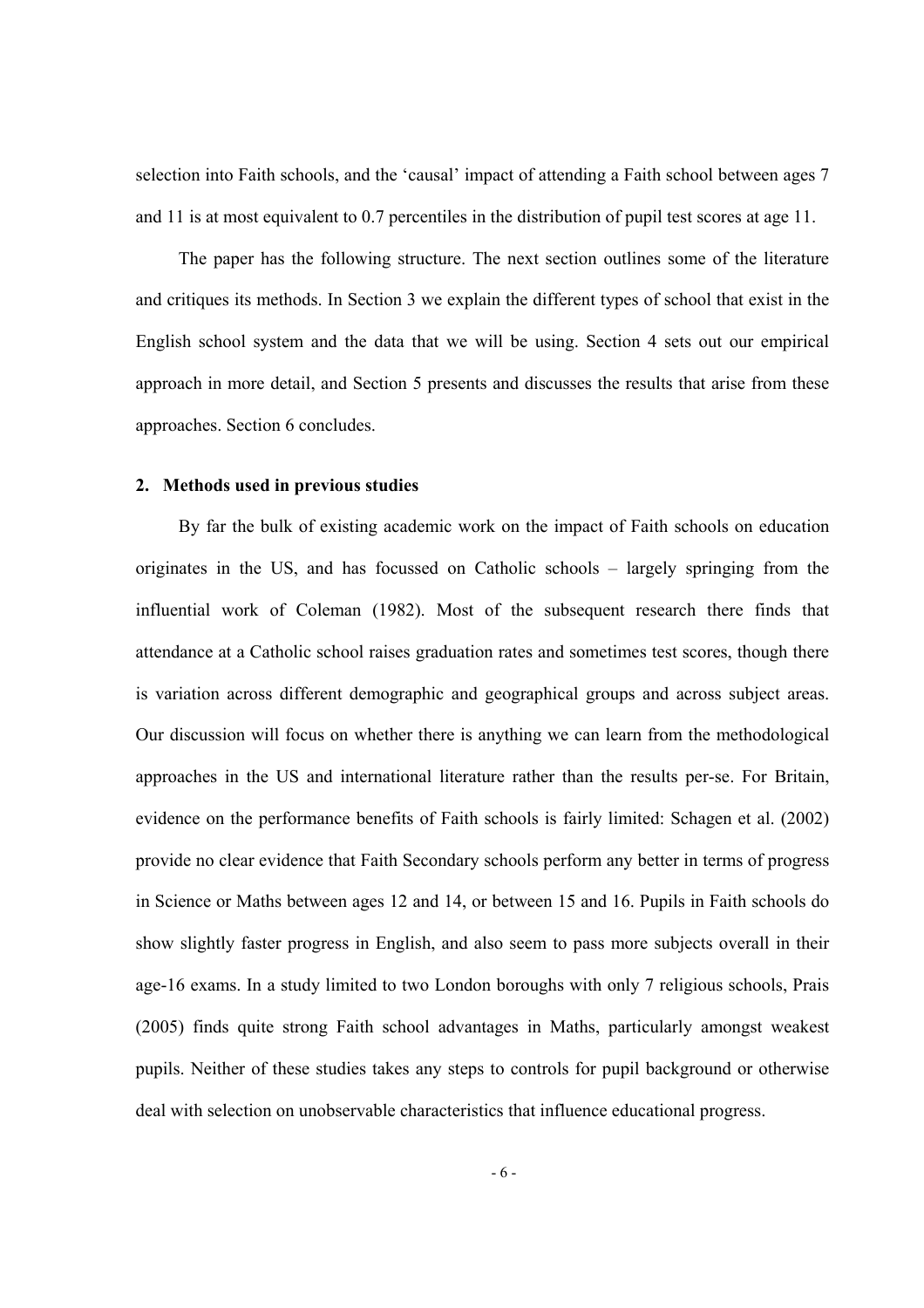selection into Faith schools, and the 'causal' impact of attending a Faith school between ages 7 and 11 is at most equivalent to 0.7 percentiles in the distribution of pupil test scores at age 11.

The paper has the following structure. The next section outlines some of the literature and critiques its methods. In Section 3 we explain the different types of school that exist in the English school system and the data that we will be using. Section 4 sets out our empirical approach in more detail, and Section 5 presents and discusses the results that arise from these approaches. Section 6 concludes.

## 2. Methods used in previous studies

By far the bulk of existing academic work on the impact of Faith schools on education originates in the US, and has focussed on Catholic schools – largely springing from the influential work of Coleman (1982). Most of the subsequent research there finds that attendance at a Catholic school raises graduation rates and sometimes test scores, though there is variation across different demographic and geographical groups and across subject areas. Our discussion will focus on whether there is anything we can learn from the methodological approaches in the US and international literature rather than the results per-se. For Britain, evidence on the performance benefits of Faith schools is fairly limited: Schagen et al. (2002) provide no clear evidence that Faith Secondary schools perform any better in terms of progress in Science or Maths between ages 12 and 14, or between 15 and 16. Pupils in Faith schools do show slightly faster progress in English, and also seem to pass more subjects overall in their age-16 exams. In a study limited to two London boroughs with only 7 religious schools, Prais (2005) finds quite strong Faith school advantages in Maths, particularly amongst weakest pupils. Neither of these studies takes any steps to controls for pupil background or otherwise deal with selection on unobservable characteristics that influence educational progress.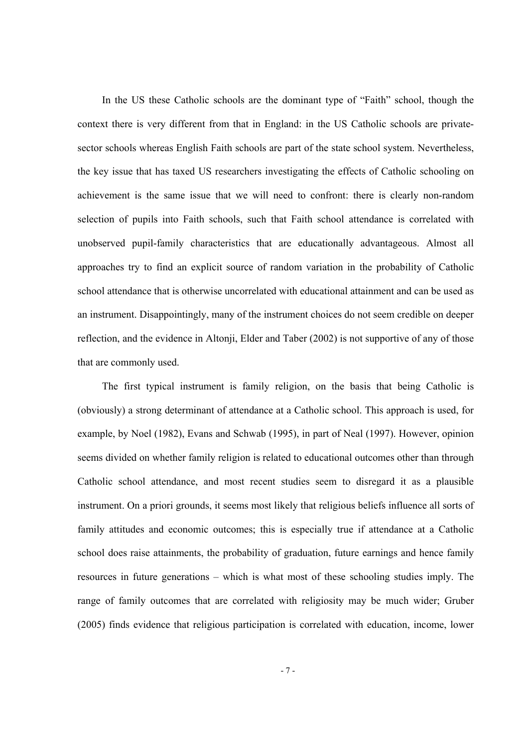In the US these Catholic schools are the dominant type of "Faith" school, though the context there is very different from that in England: in the US Catholic schools are private-sector schools whereas English Faith schools are part of the state school system. Nevertheless, the key issue that has taxed US researchers investigating the effects of Catholic schooling on achievement is the same issue that we will need to confront: there is clearly non-random selection of pupils into Faith schools, such that Faith school attendance is correlated with unobserved pupil-family characteristics that are educationally advantageous. Almost all approaches try to find an explicit source of random variation in the probability of Catholic school attendance that is otherwise uncorrelated with educational attainment and can be used as an instrument. Disappointingly, many of the instrument choices do not seem credible on deeper reflection, and the evidence in Altonji, Elder and Taber (2002) is not supportive of any of those that are commonly used.

The first typical instrument is family religion, on the basis that being Catholic is (obviously) a strong determinant of attendance at a Catholic school. This approach is used, for example, by Noel (1982), Evans and Schwab (1995), in part of Neal (1997). However, opinion seems divided on whether family religion is related to educational outcomes other than through Catholic school attendance, and most recent studies seem to disregard it as a plausible instrument. On a priori grounds, it seems most likely that religious beliefs influence all sorts of family attitudes and economic outcomes; this is especially true if attendance at a Catholic school does raise attainments, the probability of graduation, future earnings and hence family resources in future generations – which is what most of these schooling studies imply. The range of family outcomes that are correlated with religiosity may be much wider; Gruber (2005) finds evidence that religious participation is correlated with education, income, lower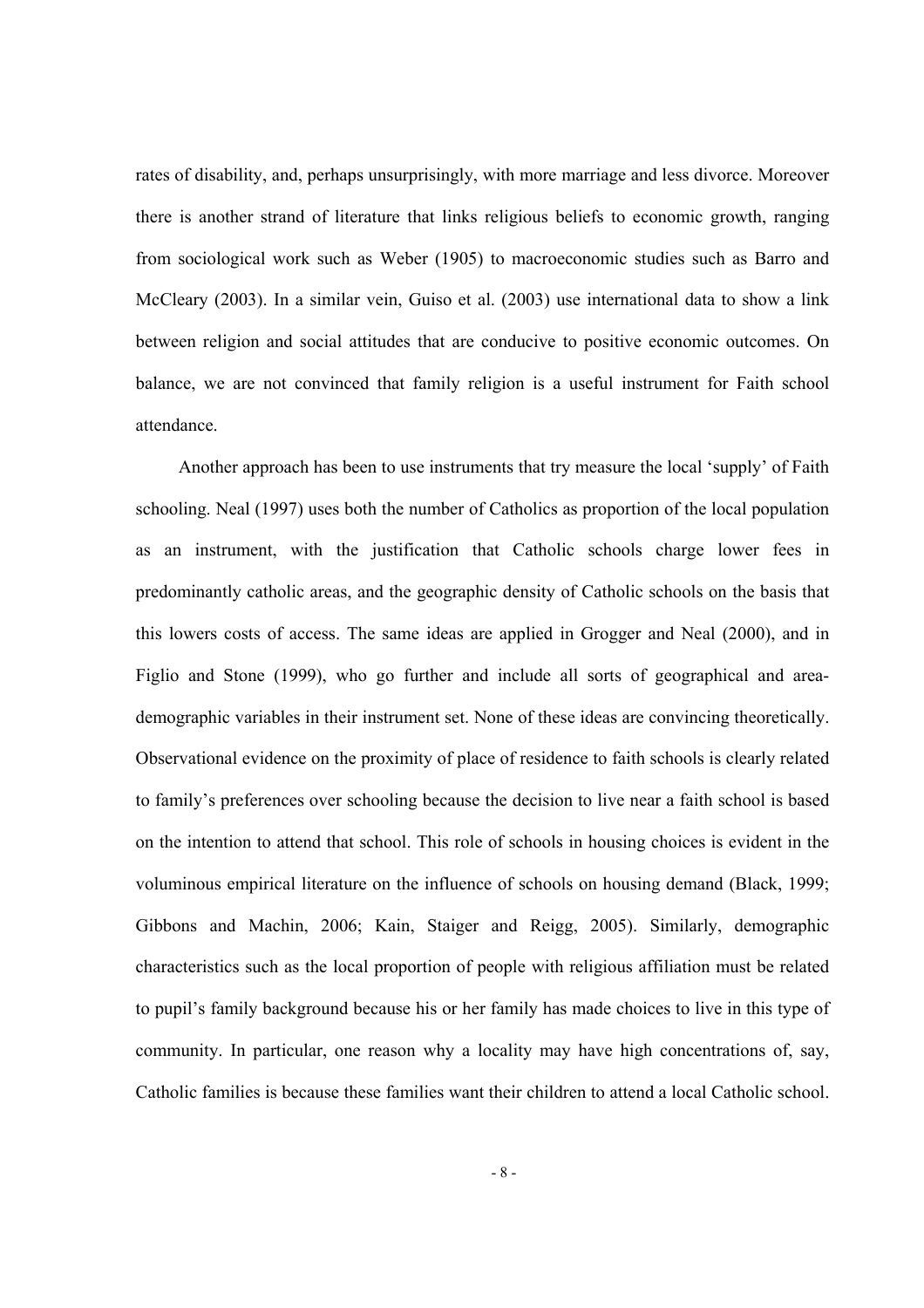rates of disability, and, perhaps unsurprisingly, with more marriage and less divorce. Moreover there is another strand of literature that links religious beliefs to economic growth, ranging from sociological work such as Weber (1905) to macroeconomic studies such as Barro and McCleary (2003). In a similar vein, Guiso et al. (2003) use international data to show a link between religion and social attitudes that are conducive to positive economic outcomes. On balance, we are not convinced that family religion is a useful instrument for Faith school attendance.

Another approach has been to use instruments that try measure the local 'supply' of Faith schooling. Neal (1997) uses both the number of Catholics as proportion of the local population as an instrument, with the justification that Catholic schools charge lower fees in predominantly catholic areas, and the geographic density of Catholic schools on the basis that this lowers costs of access. The same ideas are applied in Grogger and Neal (2000), and in Figlio and Stone (1999), who go further and include all sorts of geographical and area-demographic variables in their instrument set. None of these ideas are convincing theoretically. Observational evidence on the proximity of place of residence to faith schools is clearly related to family's preferences over schooling because the decision to live near a faith school is based on the intention to attend that school. This role of schools in housing choices is evident in the voluminous empirical literature on the influence of schools on housing demand (Black, 1999; Gibbons and Machin, 2006; Kain, Staiger and Reigg, 2005). Similarly, demographic characteristics such as the local proportion of people with religious affiliation must be related to pupil's family background because his or her family has made choices to live in this type of community. In particular, one reason why a locality may have high concentrations of, say, Catholic families is because these families want their children to attend a local Catholic school.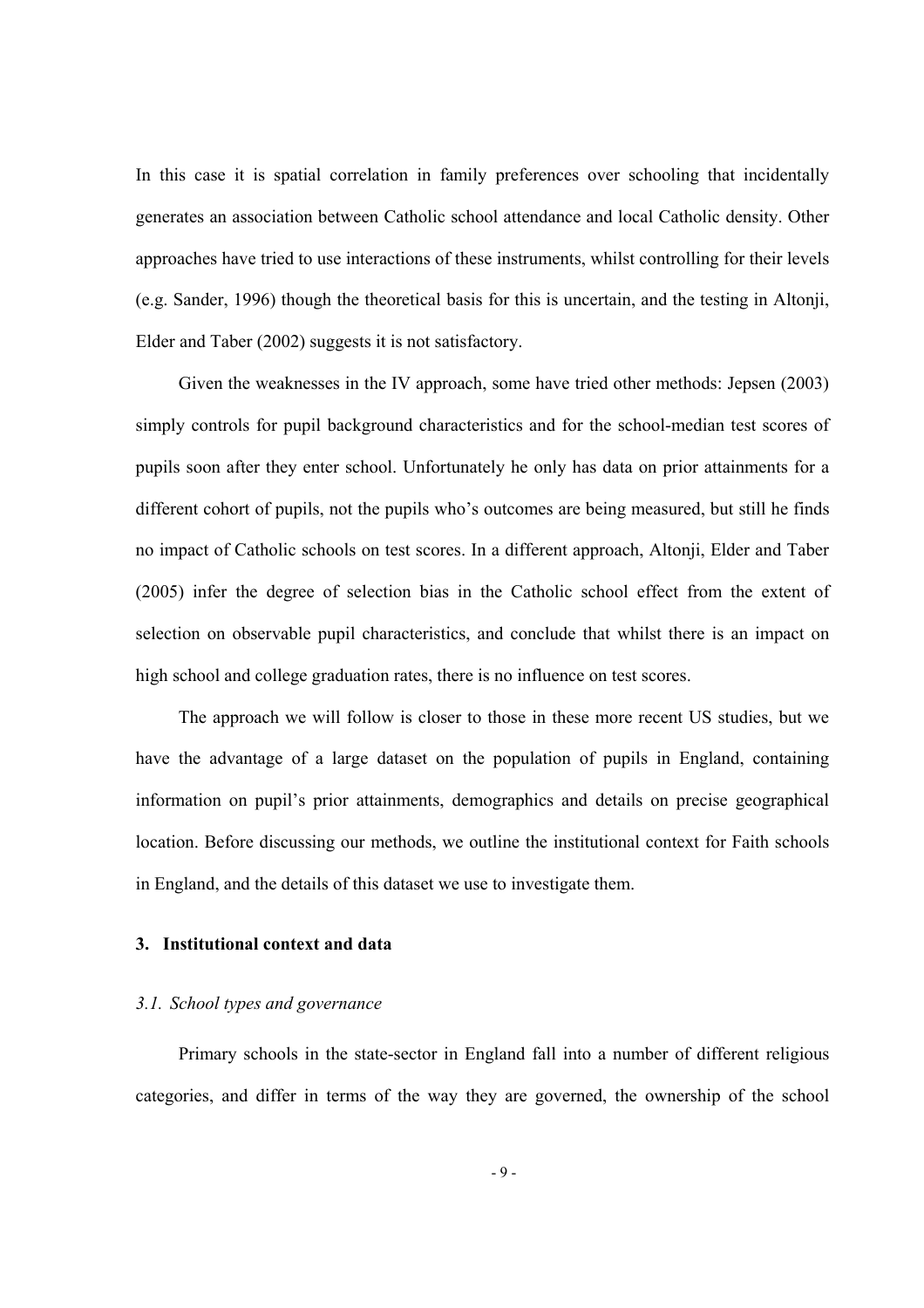In this case it is spatial correlation in family preferences over schooling that incidentally generates an association between Catholic school attendance and local Catholic density. Other approaches have tried to use interactions of these instruments, whilst controlling for their levels (e.g. Sander, 1996) though the theoretical basis for this is uncertain, and the testing in Altonji, Elder and Taber (2002) suggests it is not satisfactory.

Given the weaknesses in the IV approach, some have tried other methods: Jepsen (2003) simply controls for pupil background characteristics and for the school-median test scores of pupils soon after they enter school. Unfortunately he only has data on prior attainments for a different cohort of pupils, not the pupils who's outcomes are being measured, but still he finds no impact of Catholic schools on test scores. In a different approach, Altonji, Elder and Taber (2005) infer the degree of selection bias in the Catholic school effect from the extent of selection on observable pupil characteristics, and conclude that whilst there is an impact on high school and college graduation rates, there is no influence on test scores.

The approach we will follow is closer to those in these more recent US studies, but we have the advantage of a large dataset on the population of pupils in England, containing information on pupil's prior attainments, demographics and details on precise geographical location. Before discussing our methods, we outline the institutional context for Faith schools in England, and the details of this dataset we use to investigate them.

## 3. Institutional context and data

### *3.1. School types and governance*

Primary schools in the state-sector in England fall into a number of different religious categories, and differ in terms of the way they are governed, the ownership of the school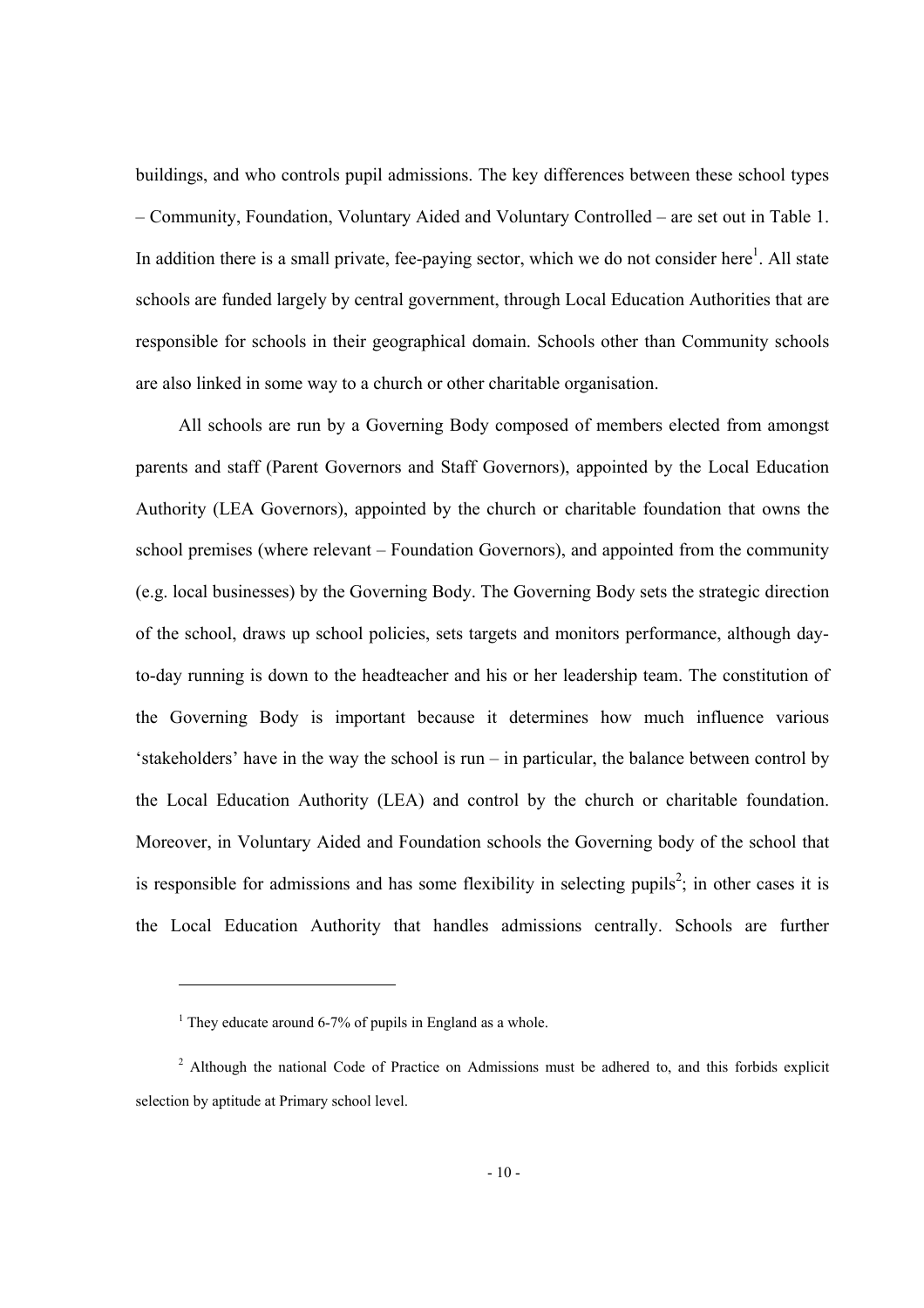buildings, and who controls pupil admissions. The key differences between these school types – Community, Foundation, Voluntary Aided and Voluntary Controlled – are set out in Table 1. In addition there is a small private, fee-paying sector, which we do not consider here[1]. All state schools are funded largely by central government, through Local Education Authorities that are responsible for schools in their geographical domain. Schools other than Community schools are also linked in some way to a church or other charitable organisation.

All schools are run by a Governing Body composed of members elected from amongst parents and staff (Parent Governors and Staff Governors), appointed by the Local Education Authority (LEA Governors), appointed by the church or charitable foundation that owns the school premises (where relevant – Foundation Governors), and appointed from the community (e.g. local businesses) by the Governing Body. The Governing Body sets the strategic direction of the school, draws up school policies, sets targets and monitors performance, although day-to-day running is down to the headteacher and his or her leadership team. The constitution of the Governing Body is important because it determines how much influence various 'stakeholders' have in the way the school is run – in particular, the balance between control by the Local Education Authority (LEA) and control by the church or charitable foundation. Moreover, in Voluntary Aided and Foundation schools the Governing body of the school that is responsible for admissions and has some flexibility in selecting pupils[2]; in other cases it is the Local Education Authority that handles admissions centrally. Schools are further

---

[1] They educate around 6-7% of pupils in England as a whole.

[2] Although the national Code of Practice on Admissions must be adhered to, and this forbids explicit selection by aptitude at Primary school level.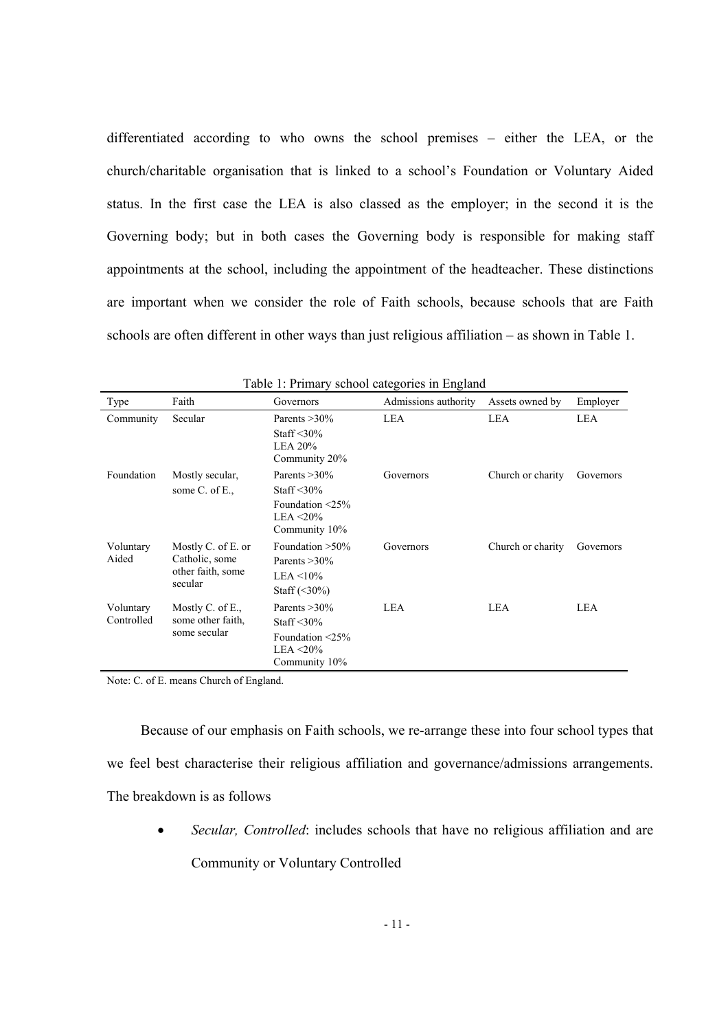differentiated according to who owns the school premises – either the LEA, or the church/charitable organisation that is linked to a school's Foundation or Voluntary Aided status. In the first case the LEA is also classed as the employer; in the second it is the Governing body; but in both cases the Governing body is responsible for making staff appointments at the school, including the appointment of the headteacher. These distinctions are important when we consider the role of Faith schools, because schools that are Faith schools are often different in other ways than just religious affiliation – as shown in Table 1.

Table 1: Primary school categories in England

| Type | Faith | Governors | Admissions authority | Assets owned by | Employer |
|---|---|---|---|---|---|
| Community | Secular | Parents >30%<br>Staff <30%<br>LEA 20%<br>Community 20% | LEA | LEA | LEA |
| Foundation | Mostly secular, some C. of E., | Parents >30%<br>Staff <30%<br>Foundation <25%<br>LEA <20%<br>Community 10% | Governors | Church or charity | Governors |
| Voluntary Aided | Mostly C. of E. or Catholic, some other faith, some secular | Foundation >50%<br>Parents >30%<br>LEA <10%<br>Staff (<30%) | Governors | Church or charity | Governors |
| Voluntary Controlled | Mostly C. of E., some other faith, some secular | Parents >30%<br>Staff <30%<br>Foundation <25%<br>LEA <20%<br>Community 10% | LEA | LEA | LEA |

Note: C. of E. means Church of England.

Because of our emphasis on Faith schools, we re-arrange these into four school types that we feel best characterise their religious affiliation and governance/admissions arrangements. The breakdown is as follows

- *Secular, Controlled*: includes schools that have no religious affiliation and are Community or Voluntary Controlled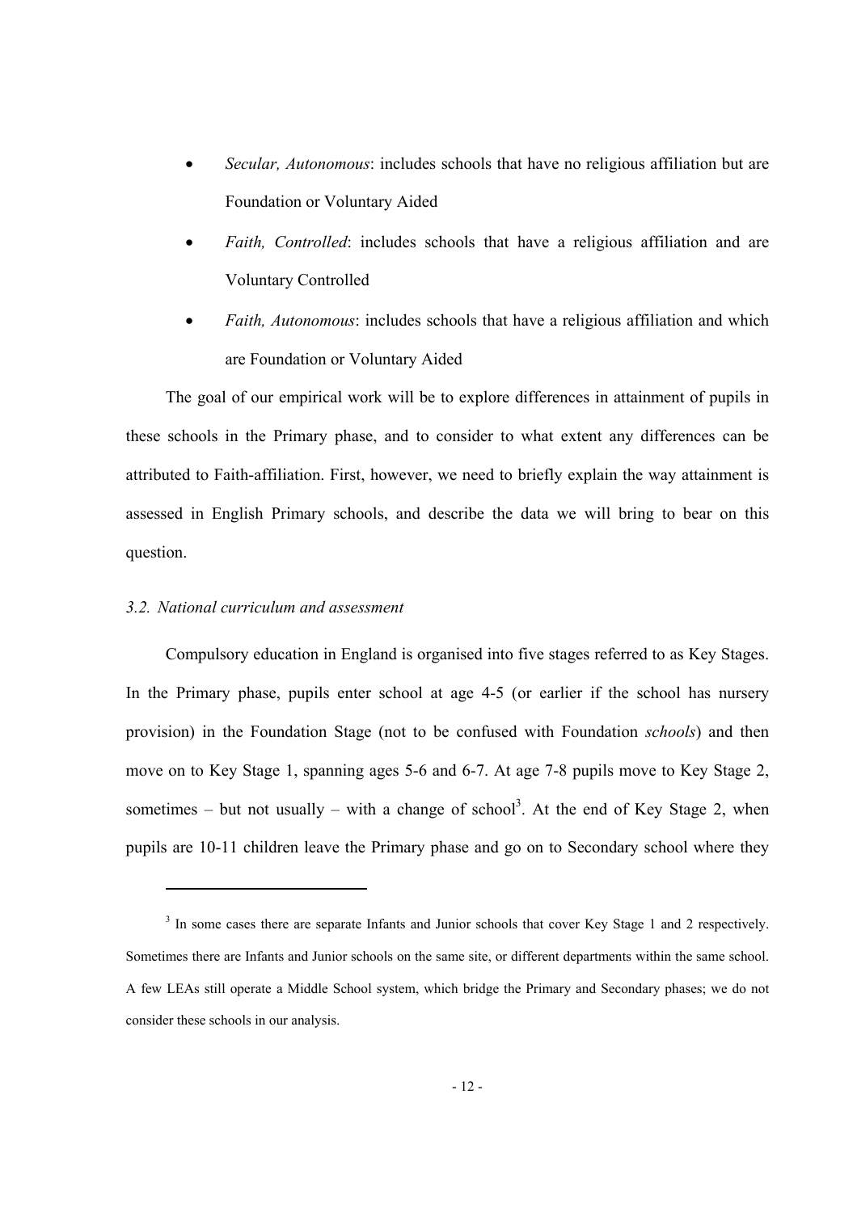- *Secular, Autonomous*: includes schools that have no religious affiliation but are Foundation or Voluntary Aided
- *Faith, Controlled*: includes schools that have a religious affiliation and are Voluntary Controlled
- *Faith, Autonomous*: includes schools that have a religious affiliation and which are Foundation or Voluntary Aided

The goal of our empirical work will be to explore differences in attainment of pupils in these schools in the Primary phase, and to consider to what extent any differences can be attributed to Faith-affiliation. First, however, we need to briefly explain the way attainment is assessed in English Primary schools, and describe the data we will bring to bear on this question.

### *3.2. National curriculum and assessment*

Compulsory education in England is organised into five stages referred to as Key Stages. In the Primary phase, pupils enter school at age 4-5 (or earlier if the school has nursery provision) in the Foundation Stage (not to be confused with Foundation *schools*) and then move on to Key Stage 1, spanning ages 5-6 and 6-7. At age 7-8 pupils move to Key Stage 2, sometimes – but not usually – with a change of school[3]. At the end of Key Stage 2, when pupils are 10-11 children leave the Primary phase and go on to Secondary school where they

---

[3] In some cases there are separate Infants and Junior schools that cover Key Stage 1 and 2 respectively. Sometimes there are Infants and Junior schools on the same site, or different departments within the same school. A few LEAs still operate a Middle School system, which bridge the Primary and Secondary phases; we do not consider these schools in our analysis.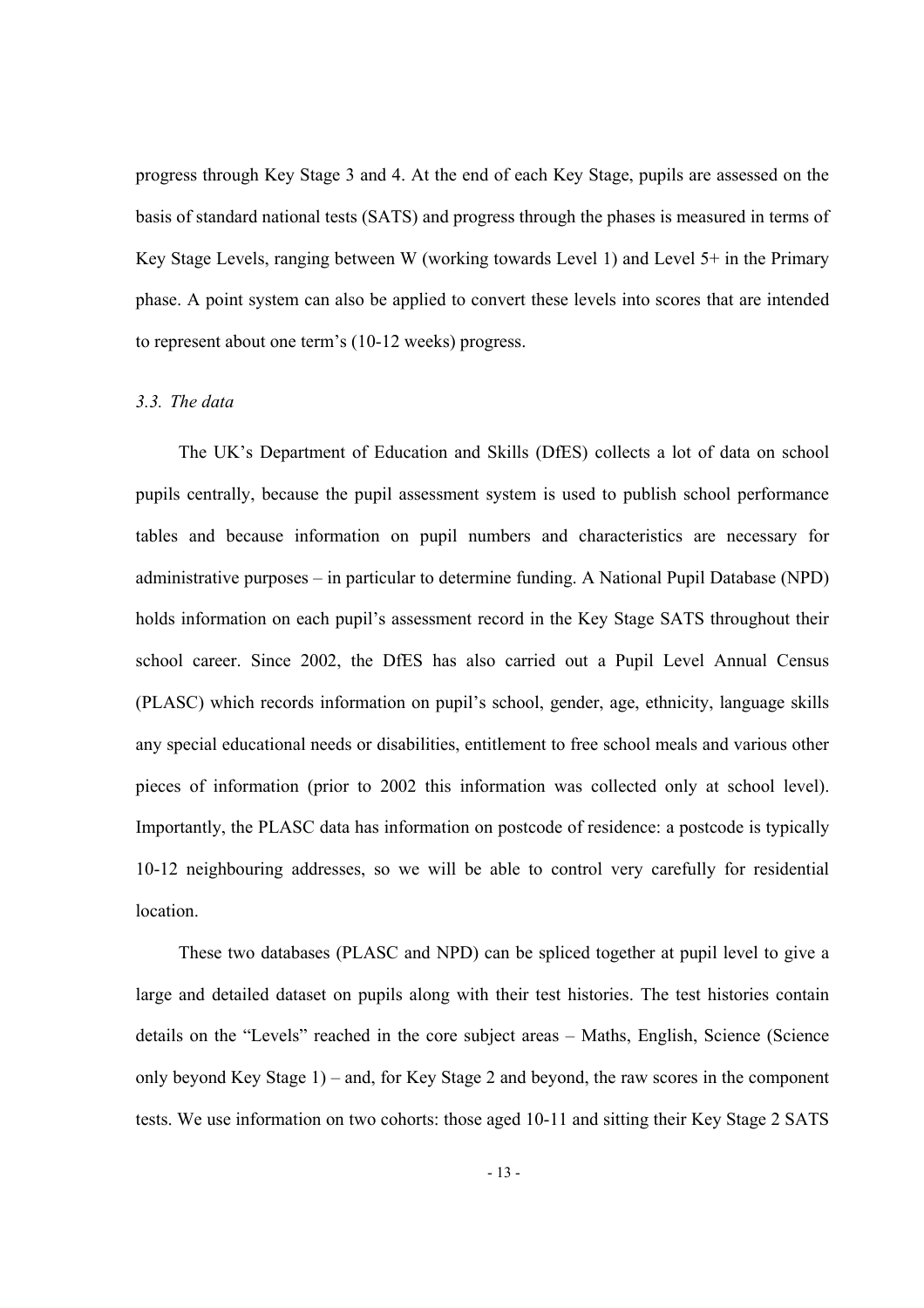progress through Key Stage 3 and 4. At the end of each Key Stage, pupils are assessed on the basis of standard national tests (SATS) and progress through the phases is measured in terms of Key Stage Levels, ranging between W (working towards Level 1) and Level 5+ in the Primary phase. A point system can also be applied to convert these levels into scores that are intended to represent about one term's (10-12 weeks) progress.

### *3.3. The data*

The UK's Department of Education and Skills (DfES) collects a lot of data on school pupils centrally, because the pupil assessment system is used to publish school performance tables and because information on pupil numbers and characteristics are necessary for administrative purposes – in particular to determine funding. A National Pupil Database (NPD) holds information on each pupil's assessment record in the Key Stage SATS throughout their school career. Since 2002, the DfES has also carried out a Pupil Level Annual Census (PLASC) which records information on pupil's school, gender, age, ethnicity, language skills any special educational needs or disabilities, entitlement to free school meals and various other pieces of information (prior to 2002 this information was collected only at school level). Importantly, the PLASC data has information on postcode of residence: a postcode is typically 10-12 neighbouring addresses, so we will be able to control very carefully for residential location.

These two databases (PLASC and NPD) can be spliced together at pupil level to give a large and detailed dataset on pupils along with their test histories. The test histories contain details on the "Levels" reached in the core subject areas – Maths, English, Science (Science only beyond Key Stage 1) – and, for Key Stage 2 and beyond, the raw scores in the component tests. We use information on two cohorts: those aged 10-11 and sitting their Key Stage 2 SATS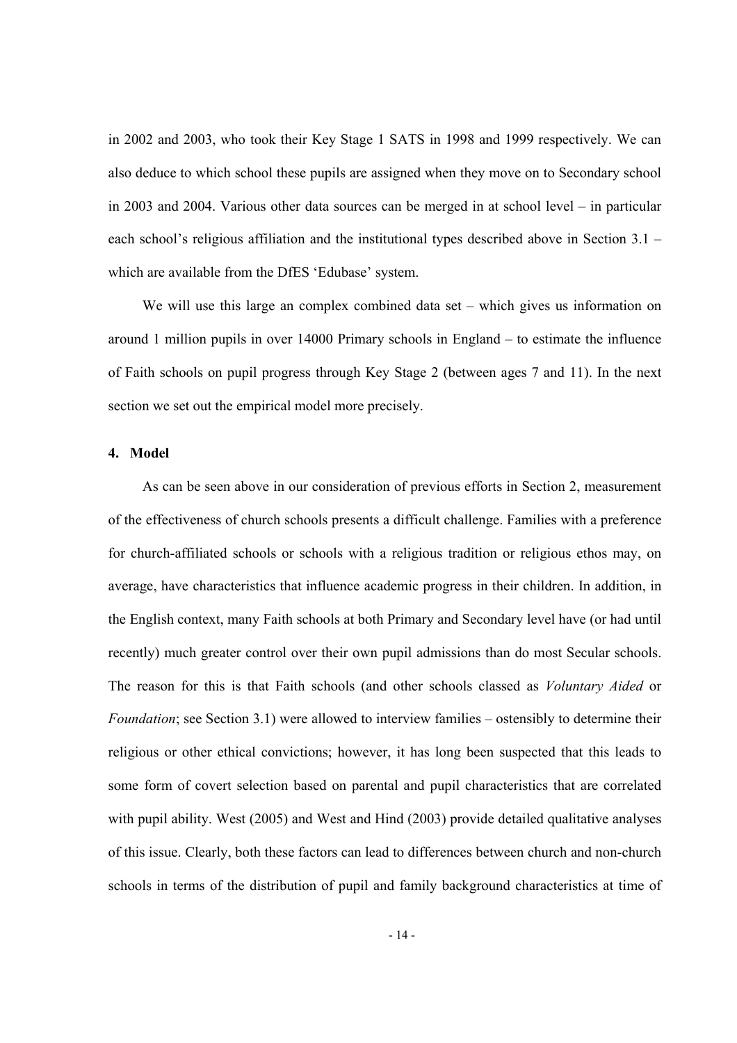in 2002 and 2003, who took their Key Stage 1 SATS in 1998 and 1999 respectively. We can also deduce to which school these pupils are assigned when they move on to Secondary school in 2003 and 2004. Various other data sources can be merged in at school level – in particular each school's religious affiliation and the institutional types described above in Section 3.1 – which are available from the DfES 'Edubase' system.

We will use this large an complex combined data set – which gives us information on around 1 million pupils in over 14000 Primary schools in England – to estimate the influence of Faith schools on pupil progress through Key Stage 2 (between ages 7 and 11). In the next section we set out the empirical model more precisely.

## 4. Model

As can be seen above in our consideration of previous efforts in Section 2, measurement of the effectiveness of church schools presents a difficult challenge. Families with a preference for church-affiliated schools or schools with a religious tradition or religious ethos may, on average, have characteristics that influence academic progress in their children. In addition, in the English context, many Faith schools at both Primary and Secondary level have (or had until recently) much greater control over their own pupil admissions than do most Secular schools. The reason for this is that Faith schools (and other schools classed as *Voluntary Aided* or *Foundation*; see Section 3.1) were allowed to interview families – ostensibly to determine their religious or other ethical convictions; however, it has long been suspected that this leads to some form of covert selection based on parental and pupil characteristics that are correlated with pupil ability. West (2005) and West and Hind (2003) provide detailed qualitative analyses of this issue. Clearly, both these factors can lead to differences between church and non-church schools in terms of the distribution of pupil and family background characteristics at time of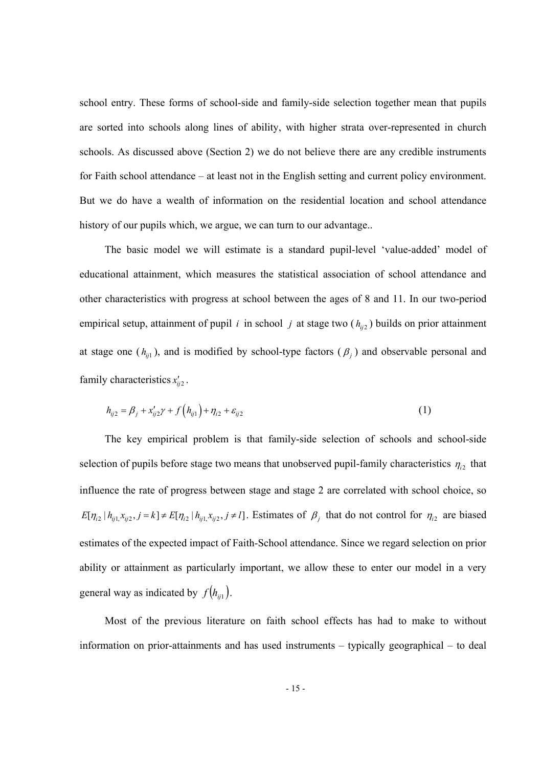school entry. These forms of school-side and family-side selection together mean that pupils are sorted into schools along lines of ability, with higher strata over-represented in church schools. As discussed above (Section 2) we do not believe there are any credible instruments for Faith school attendance – at least not in the English setting and current policy environment. But we do have a wealth of information on the residential location and school attendance history of our pupils which, we argue, we can turn to our advantage..

The basic model we will estimate is a standard pupil-level 'value-added' model of educational attainment, which measures the statistical association of school attendance and other characteristics with progress at school between the ages of 8 and 11. In our two-period empirical setup, attainment of pupil $i$ in school $j$ at stage two ($h_{ij2}$) builds on prior attainment at stage one ($h_{ij1}$), and is modified by school-type factors ($\beta_j$) and observable personal and family characteristics $x'_{ij2}$.

$$h_{ij2} = \beta_j + x'_{ij2}\gamma + f\left(h_{ij1}\right) + \eta_{i2} + \varepsilon_{ij2} \tag{1}$$

The key empirical problem is that family-side selection of schools and school-side selection of pupils before stage two means that unobserved pupil-family characteristics $\eta_{i2}$ that influence the rate of progress between stage and stage 2 are correlated with school choice, so $E[\eta_{i2} \mid h_{ij1}, x_{ij2}, j = k] \neq E[\eta_{i2} \mid h_{ij1}, x_{ij2}, j \neq l]$. Estimates of $\beta_j$ that do not control for $\eta_{i2}$ are biased estimates of the expected impact of Faith-School attendance. Since we regard selection on prior ability or attainment as particularly important, we allow these to enter our model in a very general way as indicated by $f\left(h_{ij1}\right)$.

Most of the previous literature on faith school effects has had to make to without information on prior-attainments and has used instruments – typically geographical – to deal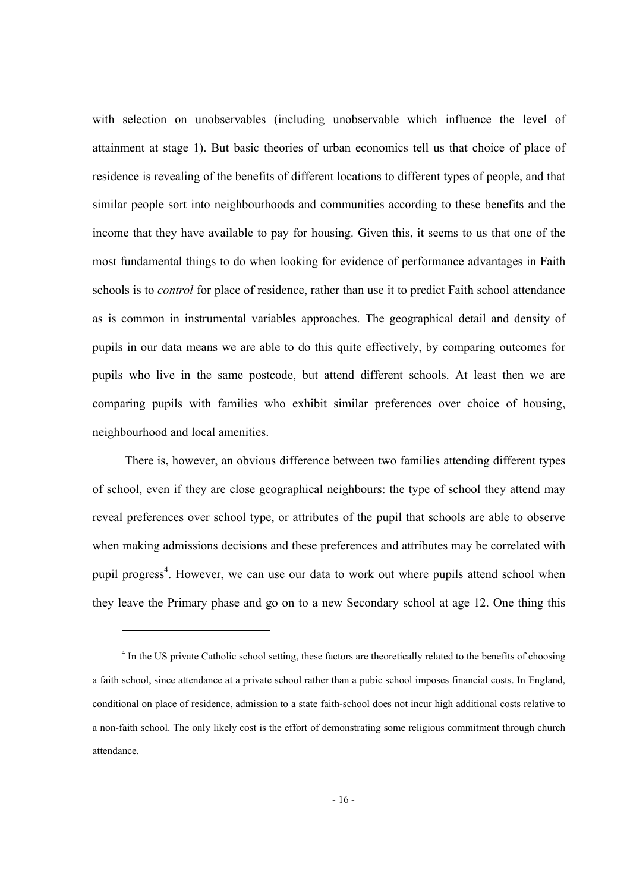with selection on unobservables (including unobservable which influence the level of attainment at stage 1). But basic theories of urban economics tell us that choice of place of residence is revealing of the benefits of different locations to different types of people, and that similar people sort into neighbourhoods and communities according to these benefits and the income that they have available to pay for housing. Given this, it seems to us that one of the most fundamental things to do when looking for evidence of performance advantages in Faith schools is to *control* for place of residence, rather than use it to predict Faith school attendance as is common in instrumental variables approaches. The geographical detail and density of pupils in our data means we are able to do this quite effectively, by comparing outcomes for pupils who live in the same postcode, but attend different schools. At least then we are comparing pupils with families who exhibit similar preferences over choice of housing, neighbourhood and local amenities.

There is, however, an obvious difference between two families attending different types of school, even if they are close geographical neighbours: the type of school they attend may reveal preferences over school type, or attributes of the pupil that schools are able to observe when making admissions decisions and these preferences and attributes may be correlated with pupil progress[4]. However, we can use our data to work out where pupils attend school when they leave the Primary phase and go on to a new Secondary school at age 12. One thing this

[4] In the US private Catholic school setting, these factors are theoretically related to the benefits of choosing a faith school, since attendance at a private school rather than a pubic school imposes financial costs. In England, conditional on place of residence, admission to a state faith-school does not incur high additional costs relative to a non-faith school. The only likely cost is the effort of demonstrating some religious commitment through church attendance.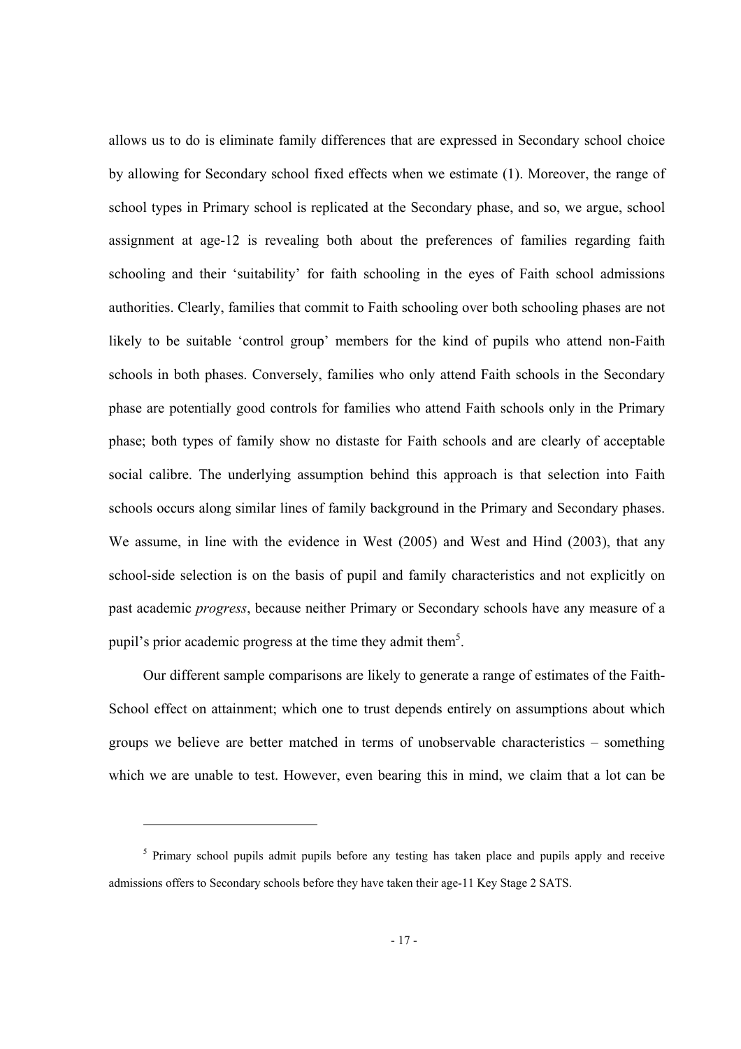allows us to do is eliminate family differences that are expressed in Secondary school choice by allowing for Secondary school fixed effects when we estimate (1). Moreover, the range of school types in Primary school is replicated at the Secondary phase, and so, we argue, school assignment at age-12 is revealing both about the preferences of families regarding faith schooling and their 'suitability' for faith schooling in the eyes of Faith school admissions authorities. Clearly, families that commit to Faith schooling over both schooling phases are not likely to be suitable 'control group' members for the kind of pupils who attend non-Faith schools in both phases. Conversely, families who only attend Faith schools in the Secondary phase are potentially good controls for families who attend Faith schools only in the Primary phase; both types of family show no distaste for Faith schools and are clearly of acceptable social calibre. The underlying assumption behind this approach is that selection into Faith schools occurs along similar lines of family background in the Primary and Secondary phases. We assume, in line with the evidence in West (2005) and West and Hind (2003), that any school-side selection is on the basis of pupil and family characteristics and not explicitly on past academic *progress*, because neither Primary or Secondary schools have any measure of a pupil's prior academic progress at the time they admit them[5].

Our different sample comparisons are likely to generate a range of estimates of the Faith-School effect on attainment; which one to trust depends entirely on assumptions about which groups we believe are better matched in terms of unobservable characteristics – something which we are unable to test. However, even bearing this in mind, we claim that a lot can be

[5] Primary school pupils admit pupils before any testing has taken place and pupils apply and receive admissions offers to Secondary schools before they have taken their age-11 Key Stage 2 SATS.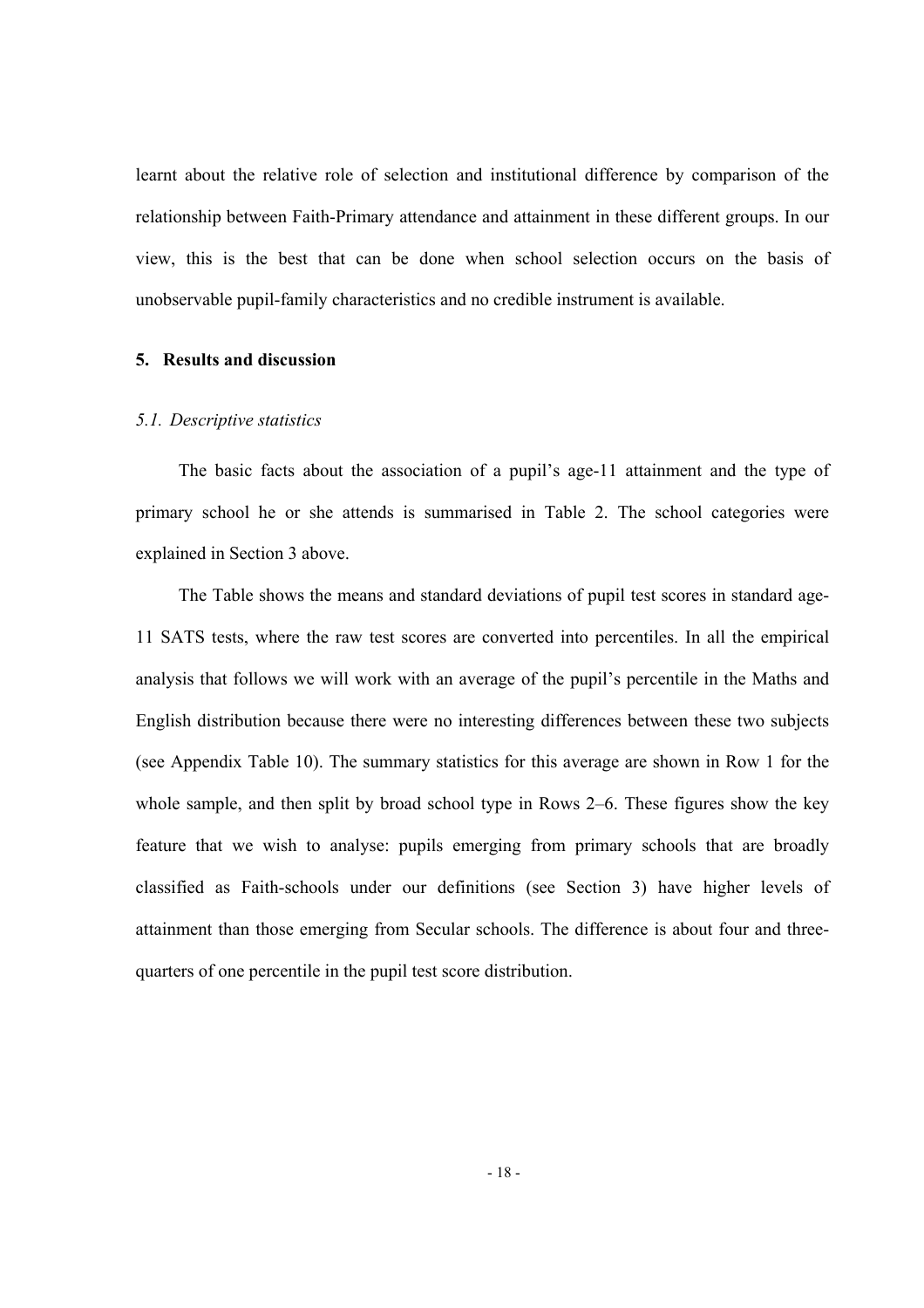learnt about the relative role of selection and institutional difference by comparison of the relationship between Faith-Primary attendance and attainment in these different groups. In our view, this is the best that can be done when school selection occurs on the basis of unobservable pupil-family characteristics and no credible instrument is available.

## 5. Results and discussion

### *5.1. Descriptive statistics*

The basic facts about the association of a pupil's age-11 attainment and the type of primary school he or she attends is summarised in Table 2. The school categories were explained in Section 3 above.

The Table shows the means and standard deviations of pupil test scores in standard age-11 SATS tests, where the raw test scores are converted into percentiles. In all the empirical analysis that follows we will work with an average of the pupil's percentile in the Maths and English distribution because there were no interesting differences between these two subjects (see Appendix Table 10). The summary statistics for this average are shown in Row 1 for the whole sample, and then split by broad school type in Rows 2–6. These figures show the key feature that we wish to analyse: pupils emerging from primary schools that are broadly classified as Faith-schools under our definitions (see Section 3) have higher levels of attainment than those emerging from Secular schools. The difference is about four and three-quarters of one percentile in the pupil test score distribution.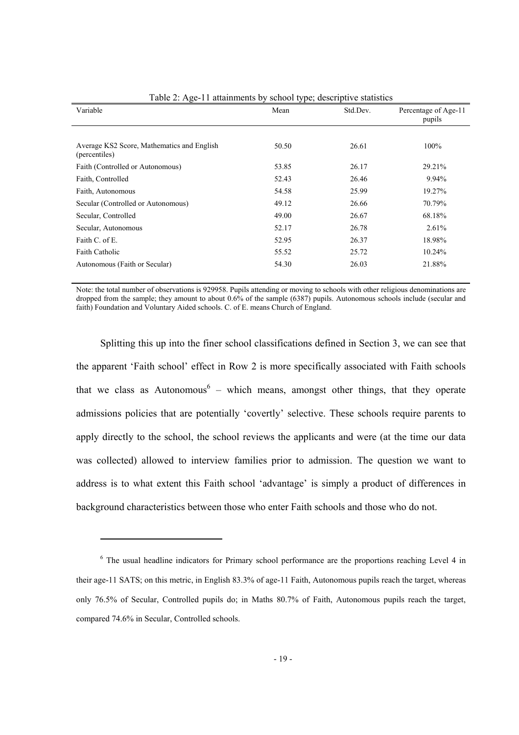Table 2: Age-11 attainments by school type; descriptive statistics

| Variable | Mean | Std.Dev. | Percentage of Age-11 pupils |
|---|---|---|---|
| Average KS2 Score, Mathematics and English (percentiles) | 50.50 | 26.61 | 100% |
| Faith (Controlled or Autonomous) | 53.85 | 26.17 | 29.21% |
| Faith, Controlled | 52.43 | 26.46 | 9.94% |
| Faith, Autonomous | 54.58 | 25.99 | 19.27% |
| Secular (Controlled or Autonomous) | 49.12 | 26.66 | 70.79% |
| Secular, Controlled | 49.00 | 26.67 | 68.18% |
| Secular, Autonomous | 52.17 | 26.78 | 2.61% |
| Faith C. of E. | 52.95 | 26.37 | 18.98% |
| Faith Catholic | 55.52 | 25.72 | 10.24% |
| Autonomous (Faith or Secular) | 54.30 | 26.03 | 21.88% |

Note: the total number of observations is 929958. Pupils attending or moving to schools with other religious denominations are dropped from the sample; they amount to about 0.6% of the sample (6387) pupils. Autonomous schools include (secular and faith) Foundation and Voluntary Aided schools. C. of E. means Church of England.

Splitting this up into the finer school classifications defined in Section 3, we can see that the apparent 'Faith school' effect in Row 2 is more specifically associated with Faith schools that we class as Autonomous[6] – which means, amongst other things, that they operate admissions policies that are potentially 'covertly' selective. These schools require parents to apply directly to the school, the school reviews the applicants and were (at the time our data was collected) allowed to interview families prior to admission. The question we want to address is to what extent this Faith school 'advantage' is simply a product of differences in background characteristics between those who enter Faith schools and those who do not.

[6] The usual headline indicators for Primary school performance are the proportions reaching Level 4 in their age-11 SATS; on this metric, in English 83.3% of age-11 Faith, Autonomous pupils reach the target, whereas only 76.5% of Secular, Controlled pupils do; in Maths 80.7% of Faith, Autonomous pupils reach the target, compared 74.6% in Secular, Controlled schools.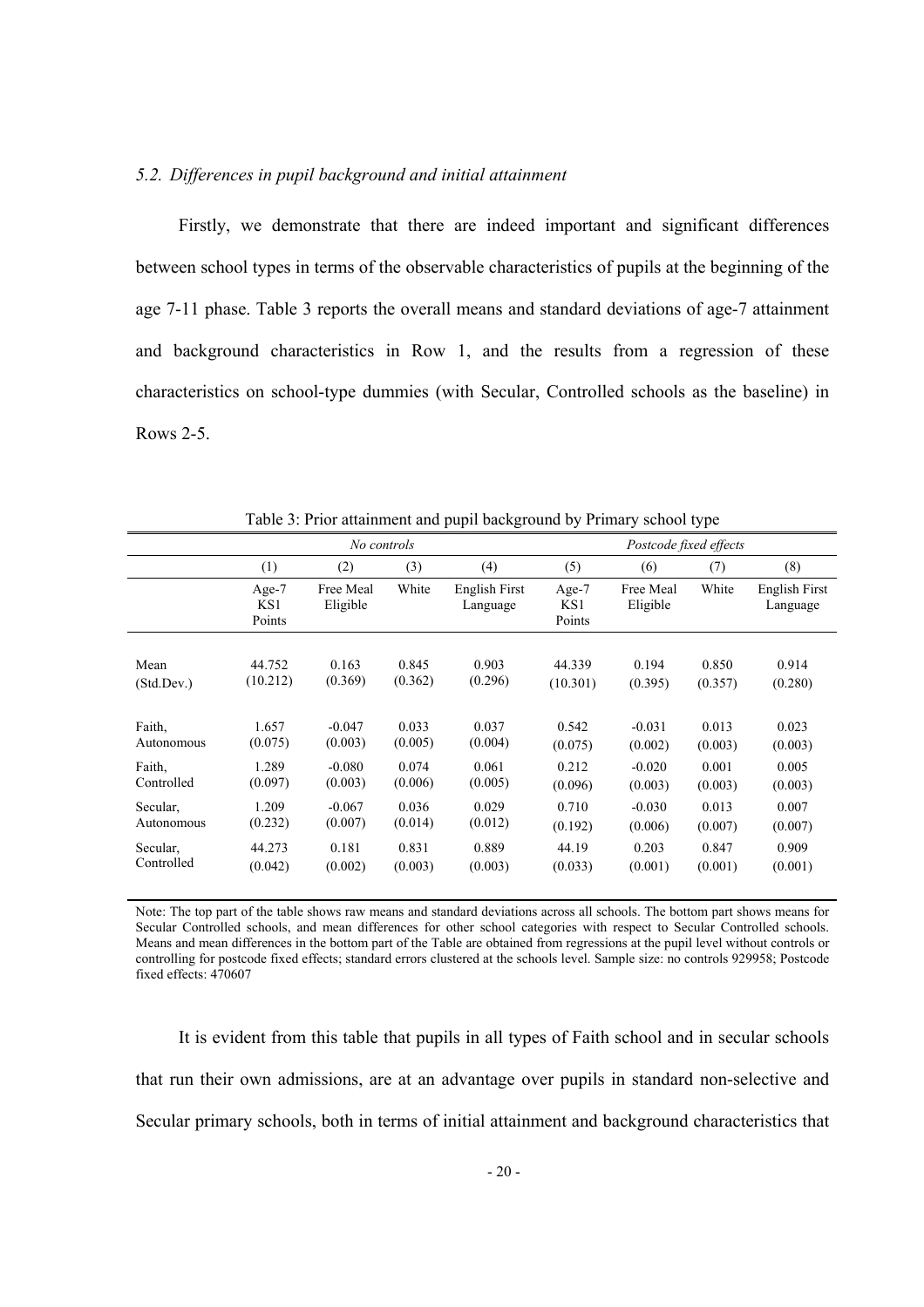### *5.2. Differences in pupil background and initial attainment*

Firstly, we demonstrate that there are indeed important and significant differences between school types in terms of the observable characteristics of pupils at the beginning of the age 7-11 phase. Table 3 reports the overall means and standard deviations of age-7 attainment and background characteristics in Row 1, and the results from a regression of these characteristics on school-type dummies (with Secular, Controlled schools as the baseline) in Rows 2-5.

Table 3: Prior attainment and pupil background by Primary school type

| | *No controls* | | | | *Postcode fixed effects* | | | |
|---|---|---|---|---|---|---|---|---|
| | (1) | (2) | (3) | (4) | (5) | (6) | (7) | (8) |
| | Age-7 KS1 Points | Free Meal Eligible | White | English First Language | Age-7 KS1 Points | Free Meal Eligible | White | English First Language |
| Mean | 44.752 | 0.163 | 0.845 | 0.903 | 44.339 | 0.194 | 0.850 | 0.914 |
| (Std.Dev.) | (10.212) | (0.369) | (0.362) | (0.296) | (10.301) | (0.395) | (0.357) | (0.280) |
| Faith, Autonomous | 1.657 | -0.047 | 0.033 | 0.037 | 0.542 | -0.031 | 0.013 | 0.023 |
| | (0.075) | (0.003) | (0.005) | (0.004) | (0.075) | (0.002) | (0.003) | (0.003) |
| Faith, Controlled | 1.289 | -0.080 | 0.074 | 0.061 | 0.212 | -0.020 | 0.001 | 0.005 |
| | (0.097) | (0.003) | (0.006) | (0.005) | (0.096) | (0.003) | (0.003) | (0.003) |
| Secular, Autonomous | 1.209 | -0.067 | 0.036 | 0.029 | 0.710 | -0.030 | 0.013 | 0.007 |
| | (0.232) | (0.007) | (0.014) | (0.012) | (0.192) | (0.006) | (0.007) | (0.007) |
| Secular, Controlled | 44.273 | 0.181 | 0.831 | 0.889 | 44.19 | 0.203 | 0.847 | 0.909 |
| | (0.042) | (0.002) | (0.003) | (0.003) | (0.033) | (0.001) | (0.001) | (0.001) |

Note: The top part of the table shows raw means and standard deviations across all schools. The bottom part shows means for Secular Controlled schools, and mean differences for other school categories with respect to Secular Controlled schools. Means and mean differences in the bottom part of the Table are obtained from regressions at the pupil level without controls or controlling for postcode fixed effects; standard errors clustered at the schools level. Sample size: no controls 929958; Postcode fixed effects: 470607

It is evident from this table that pupils in all types of Faith school and in secular schools that run their own admissions, are at an advantage over pupils in standard non-selective and Secular primary schools, both in terms of initial attainment and background characteristics that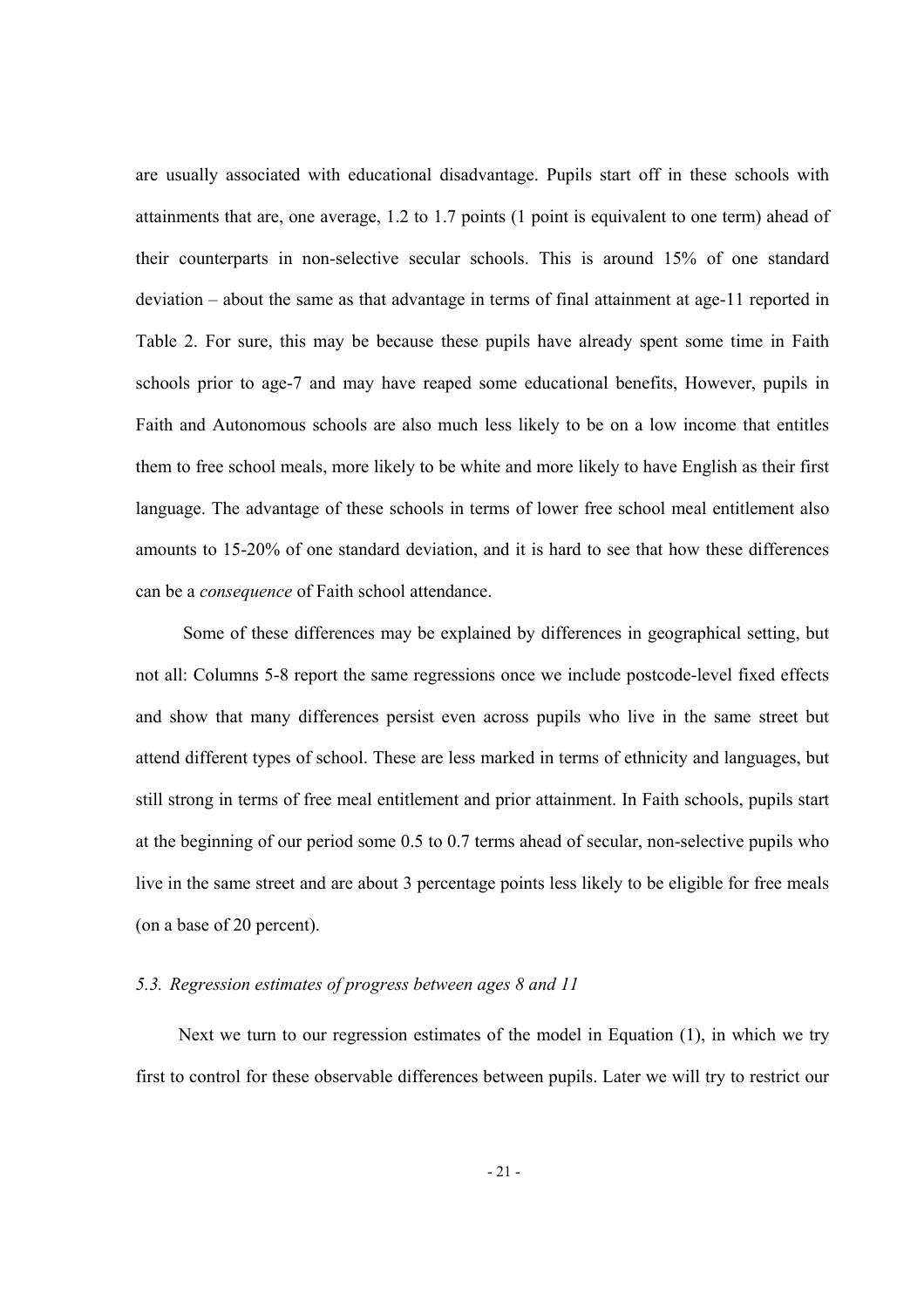are usually associated with educational disadvantage. Pupils start off in these schools with attainments that are, one average, 1.2 to 1.7 points (1 point is equivalent to one term) ahead of their counterparts in non-selective secular schools. This is around 15% of one standard deviation – about the same as that advantage in terms of final attainment at age-11 reported in Table 2. For sure, this may be because these pupils have already spent some time in Faith schools prior to age-7 and may have reaped some educational benefits, However, pupils in Faith and Autonomous schools are also much less likely to be on a low income that entitles them to free school meals, more likely to be white and more likely to have English as their first language. The advantage of these schools in terms of lower free school meal entitlement also amounts to 15-20% of one standard deviation, and it is hard to see that how these differences can be a *consequence* of Faith school attendance.

Some of these differences may be explained by differences in geographical setting, but not all: Columns 5-8 report the same regressions once we include postcode-level fixed effects and show that many differences persist even across pupils who live in the same street but attend different types of school. These are less marked in terms of ethnicity and languages, but still strong in terms of free meal entitlement and prior attainment. In Faith schools, pupils start at the beginning of our period some 0.5 to 0.7 terms ahead of secular, non-selective pupils who live in the same street and are about 3 percentage points less likely to be eligible for free meals (on a base of 20 percent).

### *5.3. Regression estimates of progress between ages 8 and 11*

Next we turn to our regression estimates of the model in Equation (1), in which we try first to control for these observable differences between pupils. Later we will try to restrict our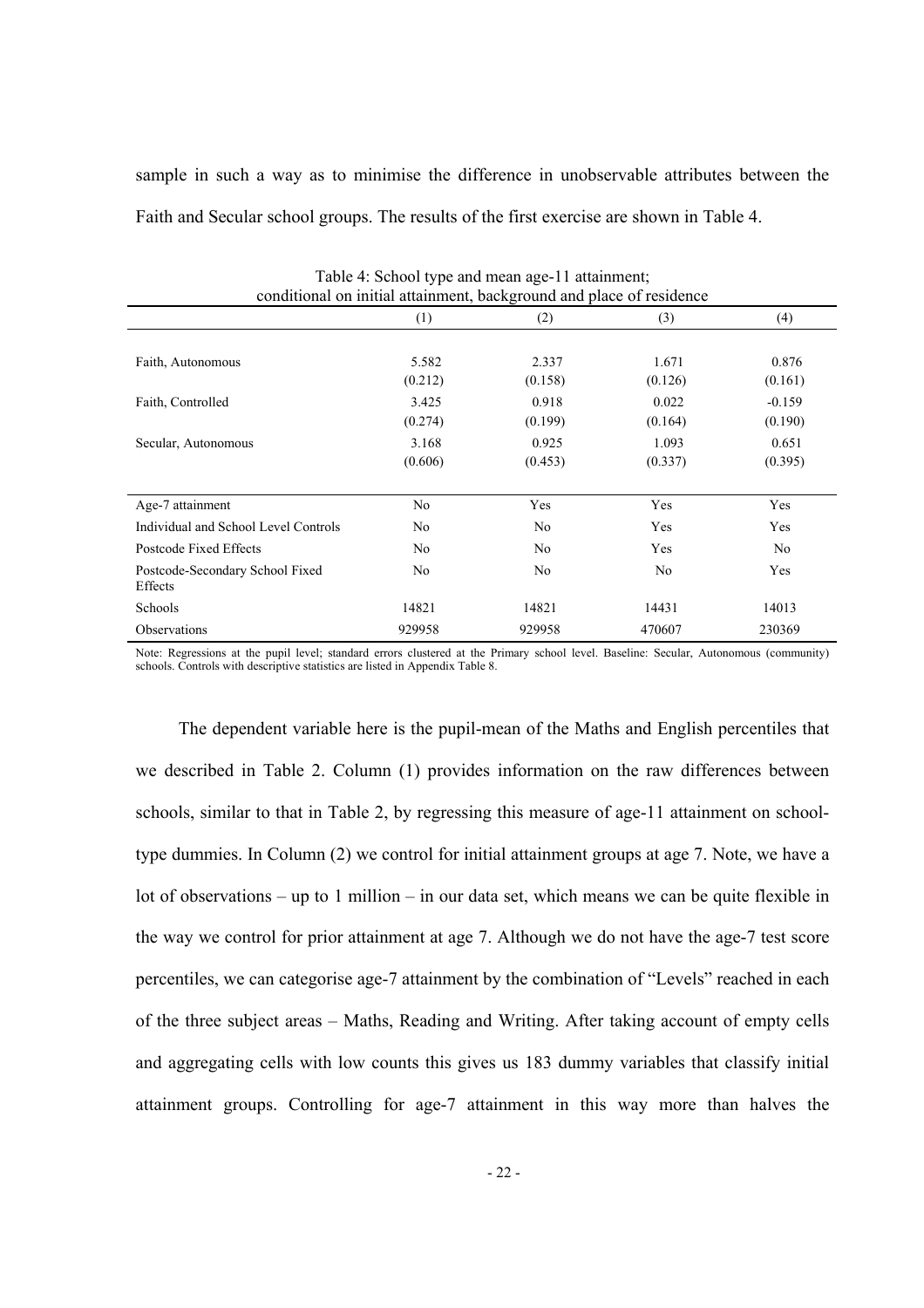sample in such a way as to minimise the difference in unobservable attributes between the Faith and Secular school groups. The results of the first exercise are shown in Table 4.

Table 4: School type and mean age-11 attainment; conditional on initial attainment, background and place of residence

| | (1) | (2) | (3) | (4) |
|---|---|---|---|---|
| Faith, Autonomous | 5.582 | 2.337 | 1.671 | 0.876 |
| | (0.212) | (0.158) | (0.126) | (0.161) |
| Faith, Controlled | 3.425 | 0.918 | 0.022 | -0.159 |
| | (0.274) | (0.199) | (0.164) | (0.190) |
| Secular, Autonomous | 3.168 | 0.925 | 1.093 | 0.651 |
| | (0.606) | (0.453) | (0.337) | (0.395) |
| Age-7 attainment | No | Yes | Yes | Yes |
| Individual and School Level Controls | No | No | Yes | Yes |
| Postcode Fixed Effects | No | No | Yes | No |
| Postcode-Secondary School Fixed Effects | No | No | No | Yes |
| Schools | 14821 | 14821 | 14431 | 14013 |
| Observations | 929958 | 929958 | 470607 | 230369 |

Note: Regressions at the pupil level; standard errors clustered at the Primary school level. Baseline: Secular, Autonomous (community) schools. Controls with descriptive statistics are listed in Appendix Table 8.

The dependent variable here is the pupil-mean of the Maths and English percentiles that we described in Table 2. Column (1) provides information on the raw differences between schools, similar to that in Table 2, by regressing this measure of age-11 attainment on school-type dummies. In Column (2) we control for initial attainment groups at age 7. Note, we have a lot of observations – up to 1 million – in our data set, which means we can be quite flexible in the way we control for prior attainment at age 7. Although we do not have the age-7 test score percentiles, we can categorise age-7 attainment by the combination of "Levels" reached in each of the three subject areas – Maths, Reading and Writing. After taking account of empty cells and aggregating cells with low counts this gives us 183 dummy variables that classify initial attainment groups. Controlling for age-7 attainment in this way more than halves the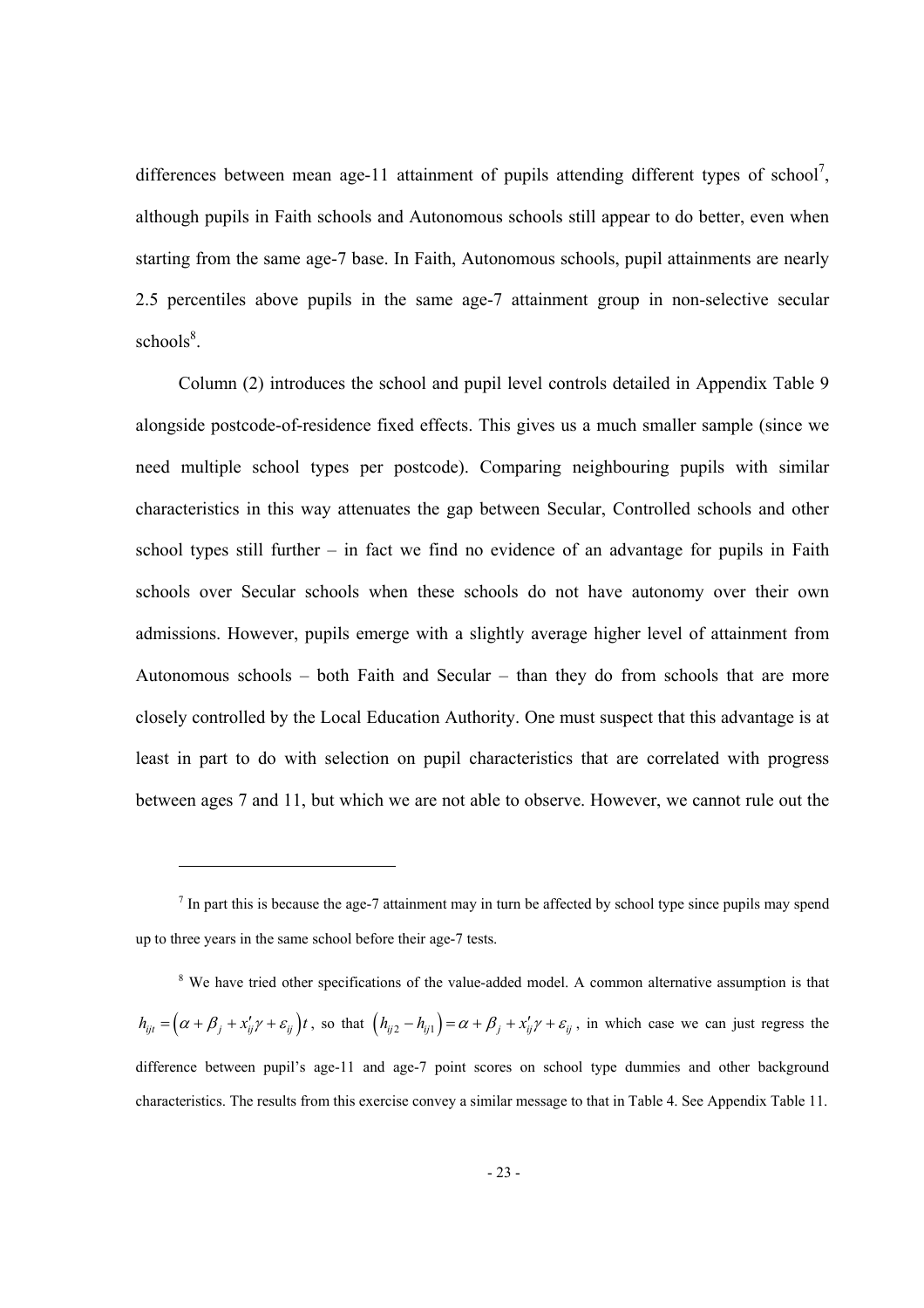differences between mean age-11 attainment of pupils attending different types of school[7], although pupils in Faith schools and Autonomous schools still appear to do better, even when starting from the same age-7 base. In Faith, Autonomous schools, pupil attainments are nearly 2.5 percentiles above pupils in the same age-7 attainment group in non-selective secular schools[8].

Column (2) introduces the school and pupil level controls detailed in Appendix Table 9 alongside postcode-of-residence fixed effects. This gives us a much smaller sample (since we need multiple school types per postcode). Comparing neighbouring pupils with similar characteristics in this way attenuates the gap between Secular, Controlled schools and other school types still further – in fact we find no evidence of an advantage for pupils in Faith schools over Secular schools when these schools do not have autonomy over their own admissions. However, pupils emerge with a slightly average higher level of attainment from Autonomous schools – both Faith and Secular – than they do from schools that are more closely controlled by the Local Education Authority. One must suspect that this advantage is at least in part to do with selection on pupil characteristics that are correlated with progress between ages 7 and 11, but which we are not able to observe. However, we cannot rule out the

---

[7] In part this is because the age-7 attainment may in turn be affected by school type since pupils may spend up to three years in the same school before their age-7 tests.

[8] We have tried other specifications of the value-added model. A common alternative assumption is that $h_{ijt} = \left(\alpha + \beta_j + x_{ij}'\gamma + \varepsilon_{ij}\right)t$, so that $\left(h_{ij2} - h_{ij1}\right) = \alpha + \beta_j + x_{ij}'\gamma + \varepsilon_{ij}$, in which case we can just regress the difference between pupil's age-11 and age-7 point scores on school type dummies and other background characteristics. The results from this exercise convey a similar message to that in Table 4. See Appendix Table 11.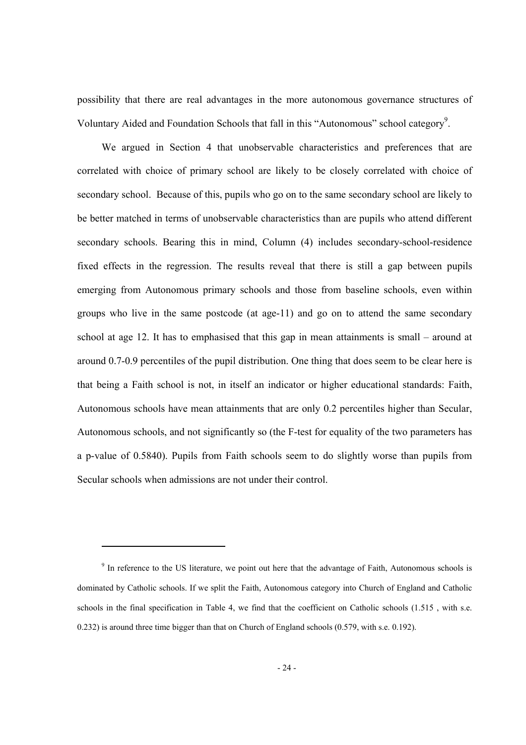possibility that there are real advantages in the more autonomous governance structures of Voluntary Aided and Foundation Schools that fall in this "Autonomous" school category[9].

We argued in Section 4 that unobservable characteristics and preferences that are correlated with choice of primary school are likely to be closely correlated with choice of secondary school. Because of this, pupils who go on to the same secondary school are likely to be better matched in terms of unobservable characteristics than are pupils who attend different secondary schools. Bearing this in mind, Column (4) includes secondary-school-residence fixed effects in the regression. The results reveal that there is still a gap between pupils emerging from Autonomous primary schools and those from baseline schools, even within groups who live in the same postcode (at age-11) and go on to attend the same secondary school at age 12. It has to emphasised that this gap in mean attainments is small – around at around 0.7-0.9 percentiles of the pupil distribution. One thing that does seem to be clear here is that being a Faith school is not, in itself an indicator or higher educational standards: Faith, Autonomous schools have mean attainments that are only 0.2 percentiles higher than Secular, Autonomous schools, and not significantly so (the F-test for equality of the two parameters has a p-value of 0.5840). Pupils from Faith schools seem to do slightly worse than pupils from Secular schools when admissions are not under their control.

---

[9] In reference to the US literature, we point out here that the advantage of Faith, Autonomous schools is dominated by Catholic schools. If we split the Faith, Autonomous category into Church of England and Catholic schools in the final specification in Table 4, we find that the coefficient on Catholic schools (1.515 , with s.e. 0.232) is around three time bigger than that on Church of England schools (0.579, with s.e. 0.192).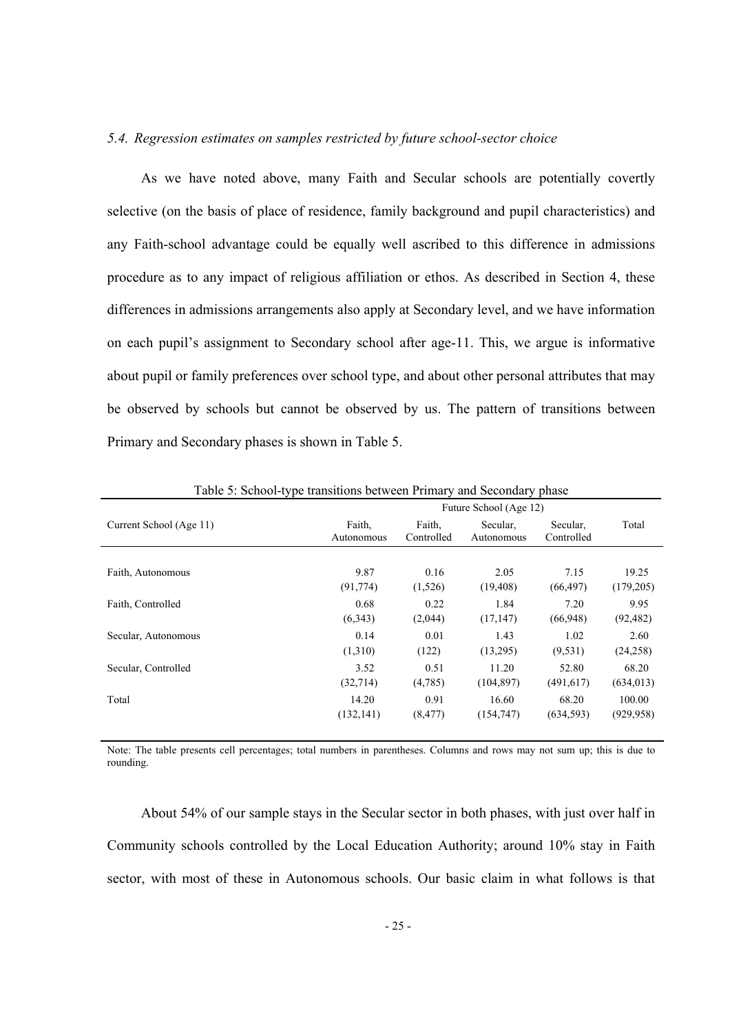### *5.4. Regression estimates on samples restricted by future school-sector choice*

As we have noted above, many Faith and Secular schools are potentially covertly selective (on the basis of place of residence, family background and pupil characteristics) and any Faith-school advantage could be equally well ascribed to this difference in admissions procedure as to any impact of religious affiliation or ethos. As described in Section 4, these differences in admissions arrangements also apply at Secondary level, and we have information on each pupil's assignment to Secondary school after age-11. This, we argue is informative about pupil or family preferences over school type, and about other personal attributes that may be observed by schools but cannot be observed by us. The pattern of transitions between Primary and Secondary phases is shown in Table 5.

Table 5: School-type transitions between Primary and Secondary phase

| Current School (Age 11) | Future School (Age 12) | | | | |
|---|---|---|---|---|---|
| | Faith, Autonomous | Faith, Controlled | Secular, Autonomous | Secular, Controlled | Total |
| Faith, Autonomous | 9.87<br>(91,774) | 0.16<br>(1,526) | 2.05<br>(19,408) | 7.15<br>(66,497) | 19.25<br>(179,205) |
| Faith, Controlled | 0.68<br>(6,343) | 0.22<br>(2,044) | 1.84<br>(17,147) | 7.20<br>(66,948) | 9.95<br>(92,482) |
| Secular, Autonomous | 0.14<br>(1,310) | 0.01<br>(122) | 1.43<br>(13,295) | 1.02<br>(9,531) | 2.60<br>(24,258) |
| Secular, Controlled | 3.52<br>(32,714) | 0.51<br>(4,785) | 11.20<br>(104,897) | 52.80<br>(491,617) | 68.20<br>(634,013) |
| Total | 14.20<br>(132,141) | 0.91<br>(8,477) | 16.60<br>(154,747) | 68.20<br>(634,593) | 100.00<br>(929,958) |

Note: The table presents cell percentages; total numbers in parentheses. Columns and rows may not sum up; this is due to rounding.

About 54% of our sample stays in the Secular sector in both phases, with just over half in Community schools controlled by the Local Education Authority; around 10% stay in Faith sector, with most of these in Autonomous schools. Our basic claim in what follows is that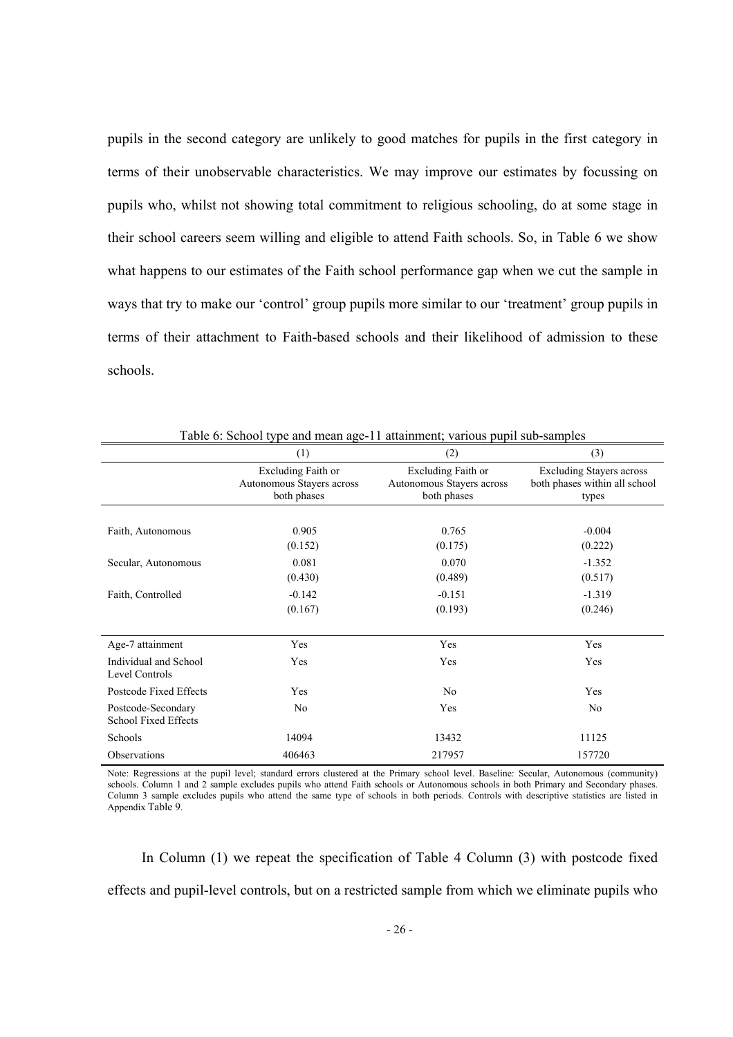pupils in the second category are unlikely to good matches for pupils in the first category in terms of their unobservable characteristics. We may improve our estimates by focussing on pupils who, whilst not showing total commitment to religious schooling, do at some stage in their school careers seem willing and eligible to attend Faith schools. So, in Table 6 we show what happens to our estimates of the Faith school performance gap when we cut the sample in ways that try to make our 'control' group pupils more similar to our 'treatment' group pupils in terms of their attachment to Faith-based schools and their likelihood of admission to these schools.

Table 6: School type and mean age-11 attainment; various pupil sub-samples

| | (1) | (2) | (3) |
|---|---|---|---|
| | Excluding Faith or Autonomous Stayers across both phases | Excluding Faith or Autonomous Stayers across both phases | Excluding Stayers across both phases within all school types |
| Faith, Autonomous | 0.905 | 0.765 | -0.004 |
| | (0.152) | (0.175) | (0.222) |
| Secular, Autonomous | 0.081 | 0.070 | -1.352 |
| | (0.430) | (0.489) | (0.517) |
| Faith, Controlled | -0.142 | -0.151 | -1.319 |
| | (0.167) | (0.193) | (0.246) |
| Age-7 attainment | Yes | Yes | Yes |
| Individual and School Level Controls | Yes | Yes | Yes |
| Postcode Fixed Effects | Yes | No | Yes |
| Postcode-Secondary School Fixed Effects | No | Yes | No |
| Schools | 14094 | 13432 | 11125 |
| Observations | 406463 | 217957 | 157720 |

Note: Regressions at the pupil level; standard errors clustered at the Primary school level. Baseline: Secular, Autonomous (community) schools. Column 1 and 2 sample excludes pupils who attend Faith schools or Autonomous schools in both Primary and Secondary phases. Column 3 sample excludes pupils who attend the same type of schools in both periods. Controls with descriptive statistics are listed in Appendix Table 9.

In Column (1) we repeat the specification of Table 4 Column (3) with postcode fixed effects and pupil-level controls, but on a restricted sample from which we eliminate pupils who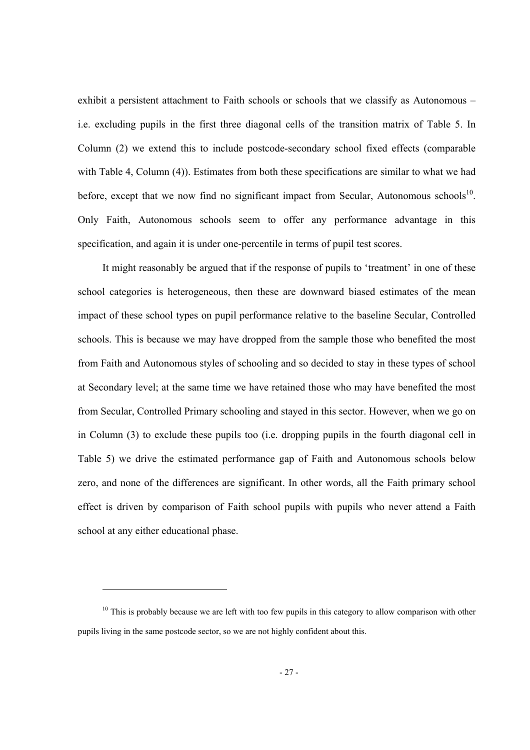exhibit a persistent attachment to Faith schools or schools that we classify as Autonomous – i.e. excluding pupils in the first three diagonal cells of the transition matrix of Table 5. In Column (2) we extend this to include postcode-secondary school fixed effects (comparable with Table 4, Column (4)). Estimates from both these specifications are similar to what we had before, except that we now find no significant impact from Secular, Autonomous schools[10]. Only Faith, Autonomous schools seem to offer any performance advantage in this specification, and again it is under one-percentile in terms of pupil test scores.

It might reasonably be argued that if the response of pupils to 'treatment' in one of these school categories is heterogeneous, then these are downward biased estimates of the mean impact of these school types on pupil performance relative to the baseline Secular, Controlled schools. This is because we may have dropped from the sample those who benefited the most from Faith and Autonomous styles of schooling and so decided to stay in these types of school at Secondary level; at the same time we have retained those who may have benefited the most from Secular, Controlled Primary schooling and stayed in this sector. However, when we go on in Column (3) to exclude these pupils too (i.e. dropping pupils in the fourth diagonal cell in Table 5) we drive the estimated performance gap of Faith and Autonomous schools below zero, and none of the differences are significant. In other words, all the Faith primary school effect is driven by comparison of Faith school pupils with pupils who never attend a Faith school at any either educational phase.

[10] This is probably because we are left with too few pupils in this category to allow comparison with other pupils living in the same postcode sector, so we are not highly confident about this.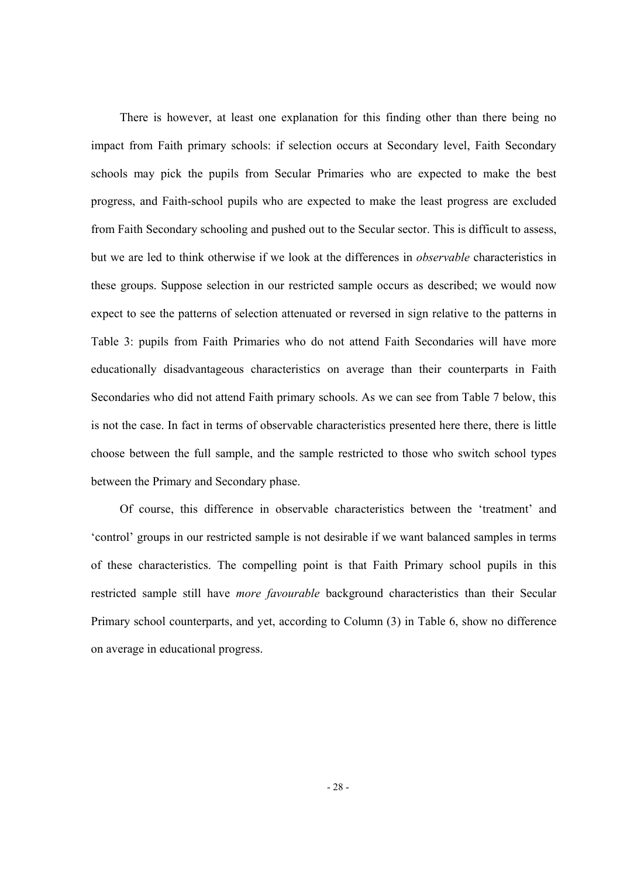There is however, at least one explanation for this finding other than there being no impact from Faith primary schools: if selection occurs at Secondary level, Faith Secondary schools may pick the pupils from Secular Primaries who are expected to make the best progress, and Faith-school pupils who are expected to make the least progress are excluded from Faith Secondary schooling and pushed out to the Secular sector. This is difficult to assess, but we are led to think otherwise if we look at the differences in *observable* characteristics in these groups. Suppose selection in our restricted sample occurs as described; we would now expect to see the patterns of selection attenuated or reversed in sign relative to the patterns in Table 3: pupils from Faith Primaries who do not attend Faith Secondaries will have more educationally disadvantageous characteristics on average than their counterparts in Faith Secondaries who did not attend Faith primary schools. As we can see from Table 7 below, this is not the case. In fact in terms of observable characteristics presented here there, there is little choose between the full sample, and the sample restricted to those who switch school types between the Primary and Secondary phase.

Of course, this difference in observable characteristics between the 'treatment' and 'control' groups in our restricted sample is not desirable if we want balanced samples in terms of these characteristics. The compelling point is that Faith Primary school pupils in this restricted sample still have *more favourable* background characteristics than their Secular Primary school counterparts, and yet, according to Column (3) in Table 6, show no difference on average in educational progress.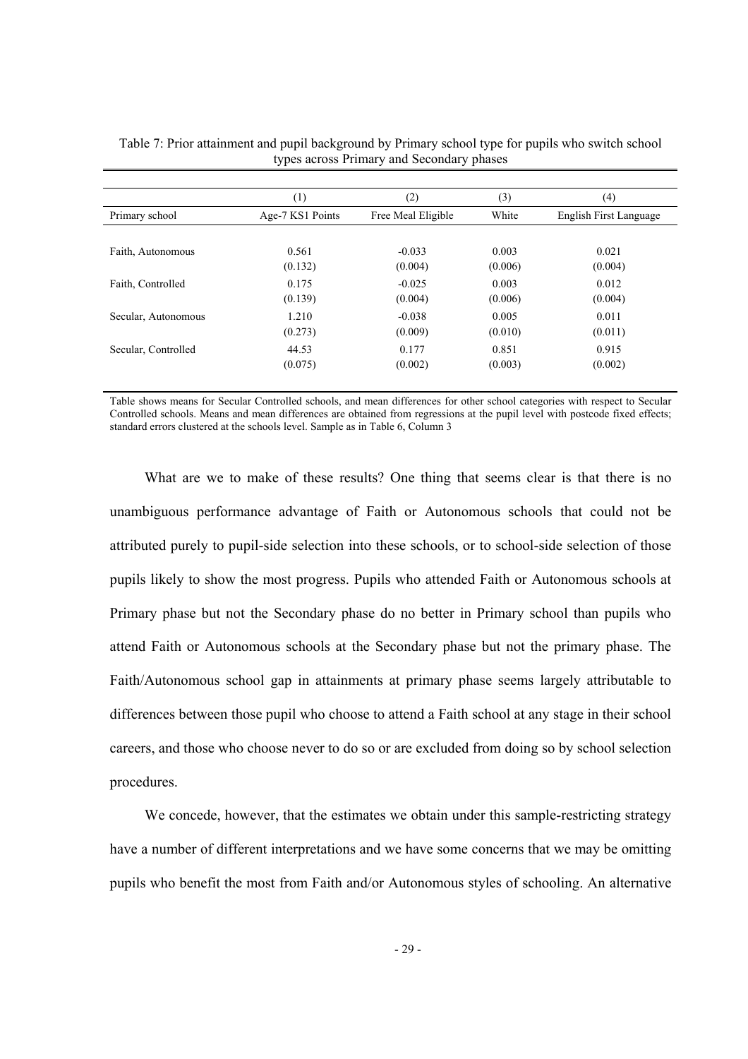Table 7: Prior attainment and pupil background by Primary school type for pupils who switch school types across Primary and Secondary phases

| | (1) | (2) | (3) | (4) |
|---|---|---|---|---|
| Primary school | Age-7 KS1 Points | Free Meal Eligible | White | English First Language |
| Faith, Autonomous | 0.561 | -0.033 | 0.003 | 0.021 |
| | (0.132) | (0.004) | (0.006) | (0.004) |
| Faith, Controlled | 0.175 | -0.025 | 0.003 | 0.012 |
| | (0.139) | (0.004) | (0.006) | (0.004) |
| Secular, Autonomous | 1.210 | -0.038 | 0.005 | 0.011 |
| | (0.273) | (0.009) | (0.010) | (0.011) |
| Secular, Controlled | 44.53 | 0.177 | 0.851 | 0.915 |
| | (0.075) | (0.002) | (0.003) | (0.002) |

Table shows means for Secular Controlled schools, and mean differences for other school categories with respect to Secular Controlled schools. Means and mean differences are obtained from regressions at the pupil level with postcode fixed effects; standard errors clustered at the schools level. Sample as in Table 6, Column 3

What are we to make of these results? One thing that seems clear is that there is no unambiguous performance advantage of Faith or Autonomous schools that could not be attributed purely to pupil-side selection into these schools, or to school-side selection of those pupils likely to show the most progress. Pupils who attended Faith or Autonomous schools at Primary phase but not the Secondary phase do no better in Primary school than pupils who attend Faith or Autonomous schools at the Secondary phase but not the primary phase. The Faith/Autonomous school gap in attainments at primary phase seems largely attributable to differences between those pupil who choose to attend a Faith school at any stage in their school careers, and those who choose never to do so or are excluded from doing so by school selection procedures.

We concede, however, that the estimates we obtain under this sample-restricting strategy have a number of different interpretations and we have some concerns that we may be omitting pupils who benefit the most from Faith and/or Autonomous styles of schooling. An alternative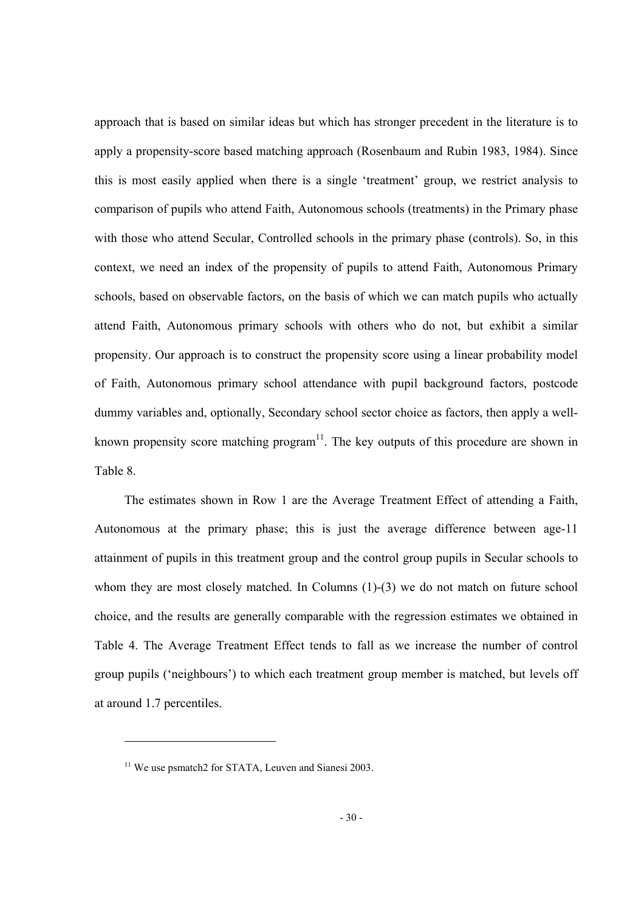approach that is based on similar ideas but which has stronger precedent in the literature is to apply a propensity-score based matching approach (Rosenbaum and Rubin 1983, 1984). Since this is most easily applied when there is a single 'treatment' group, we restrict analysis to comparison of pupils who attend Faith, Autonomous schools (treatments) in the Primary phase with those who attend Secular, Controlled schools in the primary phase (controls). So, in this context, we need an index of the propensity of pupils to attend Faith, Autonomous Primary schools, based on observable factors, on the basis of which we can match pupils who actually attend Faith, Autonomous primary schools with others who do not, but exhibit a similar propensity. Our approach is to construct the propensity score using a linear probability model of Faith, Autonomous primary school attendance with pupil background factors, postcode dummy variables and, optionally, Secondary school sector choice as factors, then apply a well-known propensity score matching program[11]. The key outputs of this procedure are shown in Table 8.

The estimates shown in Row 1 are the Average Treatment Effect of attending a Faith, Autonomous at the primary phase; this is just the average difference between age-11 attainment of pupils in this treatment group and the control group pupils in Secular schools to whom they are most closely matched. In Columns (1)-(3) we do not match on future school choice, and the results are generally comparable with the regression estimates we obtained in Table 4. The Average Treatment Effect tends to fall as we increase the number of control group pupils ('neighbours') to which each treatment group member is matched, but levels off at around 1.7 percentiles.

[11] We use psmatch2 for STATA, Leuven and Sianesi 2003.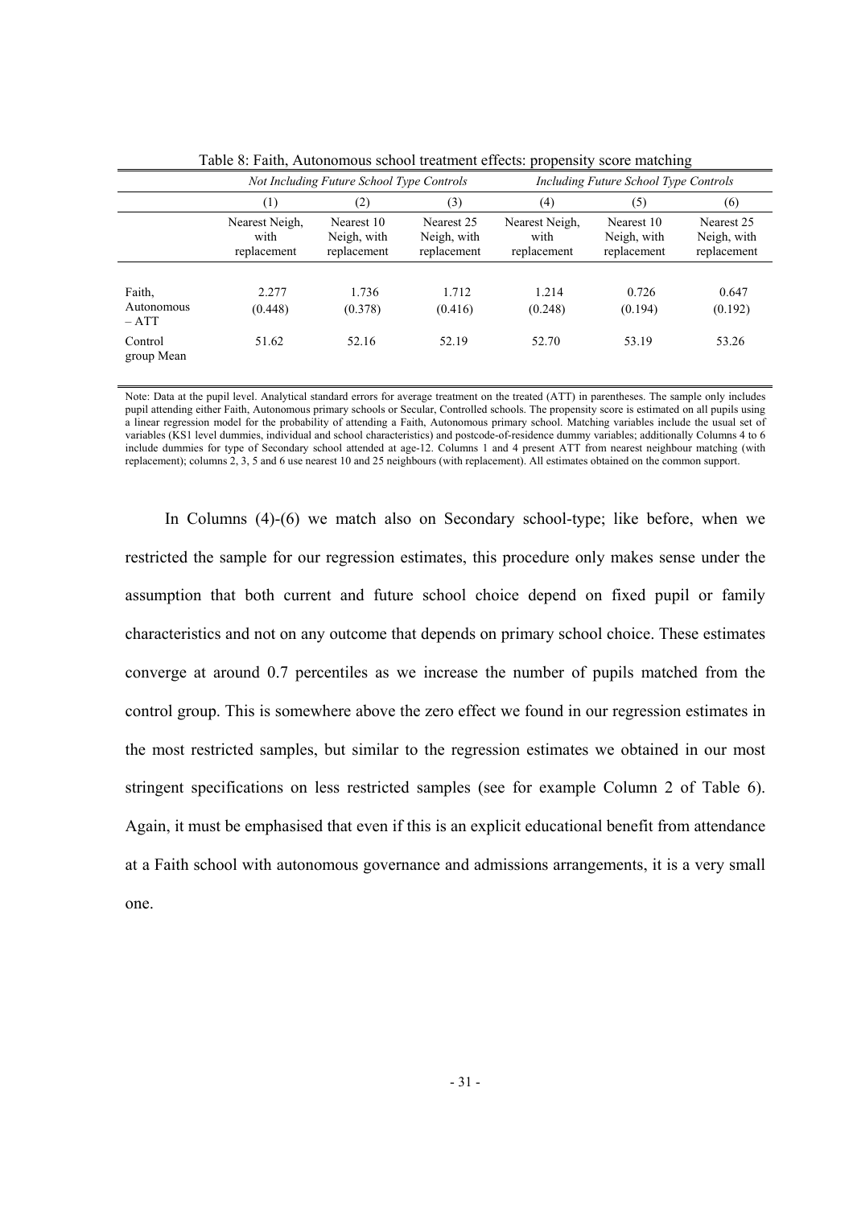Table 8: Faith, Autonomous school treatment effects: propensity score matching

| | *Not Including Future School Type Controls* | | | *Including Future School Type Controls* | | |
|---|---|---|---|---|---|---|
| | (1) | (2) | (3) | (4) | (5) | (6) |
| | Nearest Neigh, with replacement | Nearest 10 Neigh, with replacement | Nearest 25 Neigh, with replacement | Nearest Neigh, with replacement | Nearest 10 Neigh, with replacement | Nearest 25 Neigh, with replacement |
| Faith, Autonomous – ATT | 2.277 | 1.736 | 1.712 | 1.214 | 0.726 | 0.647 |
| | (0.448) | (0.378) | (0.416) | (0.248) | (0.194) | (0.192) |
| Control group Mean | 51.62 | 52.16 | 52.19 | 52.70 | 53.19 | 53.26 |

Note: Data at the pupil level. Analytical standard errors for average treatment on the treated (ATT) in parentheses. The sample only includes pupil attending either Faith, Autonomous primary schools or Secular, Controlled schools. The propensity score is estimated on all pupils using a linear regression model for the probability of attending a Faith, Autonomous primary school. Matching variables include the usual set of variables (KS1 level dummies, individual and school characteristics) and postcode-of-residence dummy variables; additionally Columns 4 to 6 include dummies for type of Secondary school attended at age-12. Columns 1 and 4 present ATT from nearest neighbour matching (with replacement); columns 2, 3, 5 and 6 use nearest 10 and 25 neighbours (with replacement). All estimates obtained on the common support.

In Columns (4)-(6) we match also on Secondary school-type; like before, when we restricted the sample for our regression estimates, this procedure only makes sense under the assumption that both current and future school choice depend on fixed pupil or family characteristics and not on any outcome that depends on primary school choice. These estimates converge at around 0.7 percentiles as we increase the number of pupils matched from the control group. This is somewhere above the zero effect we found in our regression estimates in the most restricted samples, but similar to the regression estimates we obtained in our most stringent specifications on less restricted samples (see for example Column 2 of Table 6). Again, it must be emphasised that even if this is an explicit educational benefit from attendance at a Faith school with autonomous governance and admissions arrangements, it is a very small one.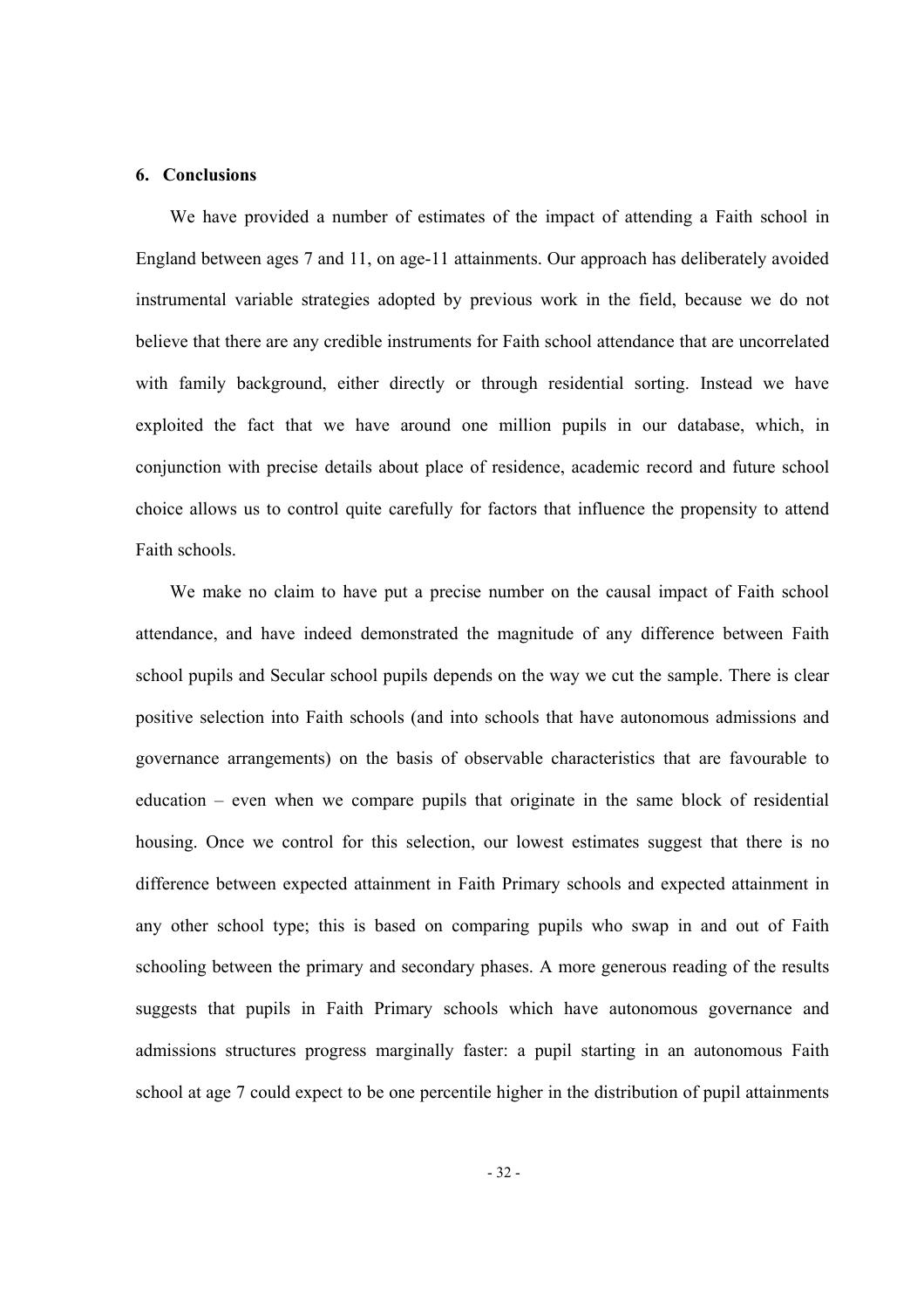## 6. Conclusions

We have provided a number of estimates of the impact of attending a Faith school in England between ages 7 and 11, on age-11 attainments. Our approach has deliberately avoided instrumental variable strategies adopted by previous work in the field, because we do not believe that there are any credible instruments for Faith school attendance that are uncorrelated with family background, either directly or through residential sorting. Instead we have exploited the fact that we have around one million pupils in our database, which, in conjunction with precise details about place of residence, academic record and future school choice allows us to control quite carefully for factors that influence the propensity to attend Faith schools.

We make no claim to have put a precise number on the causal impact of Faith school attendance, and have indeed demonstrated the magnitude of any difference between Faith school pupils and Secular school pupils depends on the way we cut the sample. There is clear positive selection into Faith schools (and into schools that have autonomous admissions and governance arrangements) on the basis of observable characteristics that are favourable to education – even when we compare pupils that originate in the same block of residential housing. Once we control for this selection, our lowest estimates suggest that there is no difference between expected attainment in Faith Primary schools and expected attainment in any other school type; this is based on comparing pupils who swap in and out of Faith schooling between the primary and secondary phases. A more generous reading of the results suggests that pupils in Faith Primary schools which have autonomous governance and admissions structures progress marginally faster: a pupil starting in an autonomous Faith school at age 7 could expect to be one percentile higher in the distribution of pupil attainments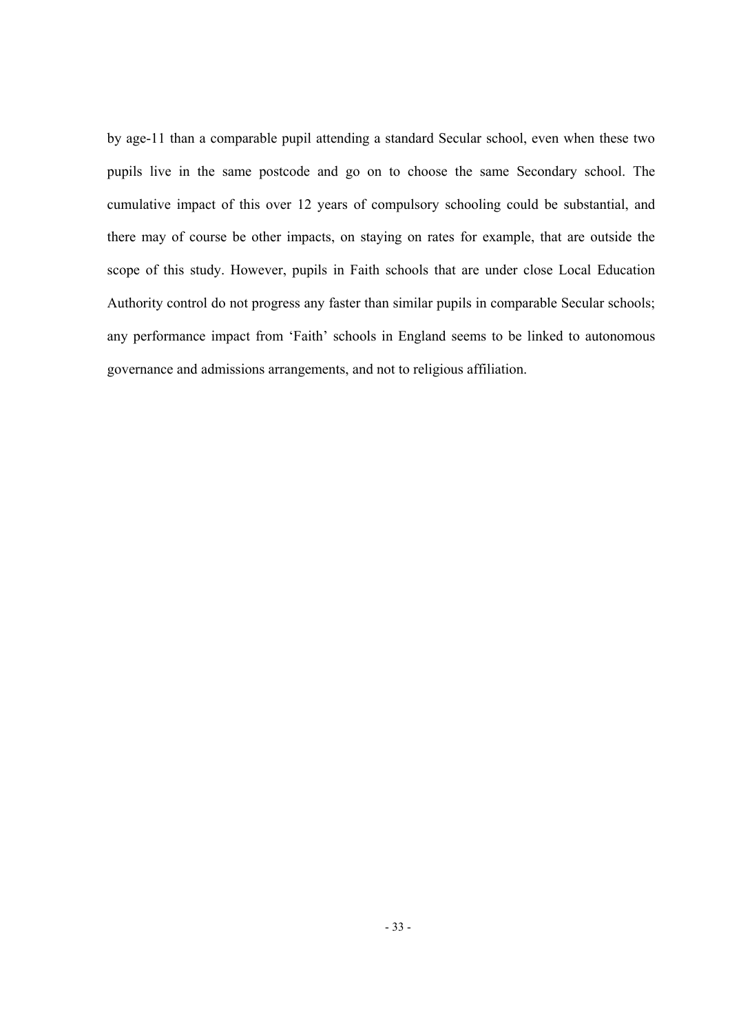by age-11 than a comparable pupil attending a standard Secular school, even when these two pupils live in the same postcode and go on to choose the same Secondary school. The cumulative impact of this over 12 years of compulsory schooling could be substantial, and there may of course be other impacts, on staying on rates for example, that are outside the scope of this study. However, pupils in Faith schools that are under close Local Education Authority control do not progress any faster than similar pupils in comparable Secular schools; any performance impact from 'Faith' schools in England seems to be linked to autonomous governance and admissions arrangements, and not to religious affiliation.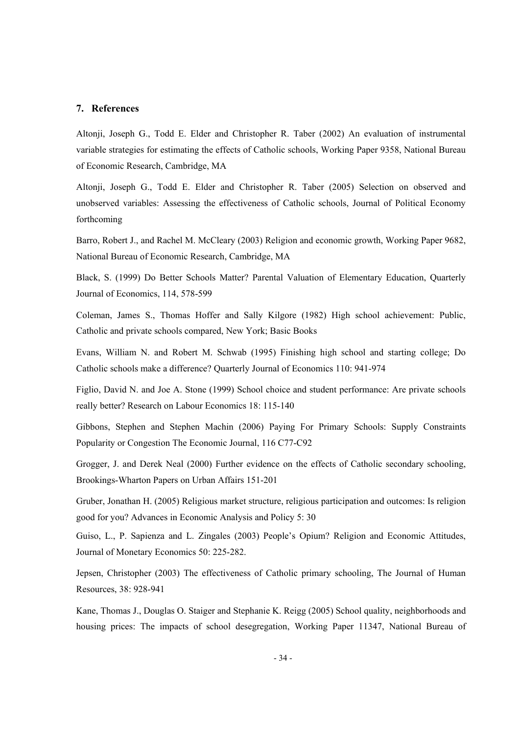## 7. References

Altonji, Joseph G., Todd E. Elder and Christopher R. Taber (2002) An evaluation of instrumental variable strategies for estimating the effects of Catholic schools, Working Paper 9358, National Bureau of Economic Research, Cambridge, MA

Altonji, Joseph G., Todd E. Elder and Christopher R. Taber (2005) Selection on observed and unobserved variables: Assessing the effectiveness of Catholic schools, Journal of Political Economy forthcoming

Barro, Robert J., and Rachel M. McCleary (2003) Religion and economic growth, Working Paper 9682, National Bureau of Economic Research, Cambridge, MA

Black, S. (1999) Do Better Schools Matter? Parental Valuation of Elementary Education, Quarterly Journal of Economics, 114, 578-599

Coleman, James S., Thomas Hoffer and Sally Kilgore (1982) High school achievement: Public, Catholic and private schools compared, New York; Basic Books

Evans, William N. and Robert M. Schwab (1995) Finishing high school and starting college; Do Catholic schools make a difference? Quarterly Journal of Economics 110: 941-974

Figlio, David N. and Joe A. Stone (1999) School choice and student performance: Are private schools really better? Research on Labour Economics 18: 115-140

Gibbons, Stephen and Stephen Machin (2006) Paying For Primary Schools: Supply Constraints Popularity or Congestion The Economic Journal, 116 C77-C92

Grogger, J. and Derek Neal (2000) Further evidence on the effects of Catholic secondary schooling, Brookings-Wharton Papers on Urban Affairs 151-201

Gruber, Jonathan H. (2005) Religious market structure, religious participation and outcomes: Is religion good for you? Advances in Economic Analysis and Policy 5: 30

Guiso, L., P. Sapienza and L. Zingales (2003) People's Opium? Religion and Economic Attitudes, Journal of Monetary Economics 50: 225-282.

Jepsen, Christopher (2003) The effectiveness of Catholic primary schooling, The Journal of Human Resources, 38: 928-941

Kane, Thomas J., Douglas O. Staiger and Stephanie K. Reigg (2005) School quality, neighborhoods and housing prices: The impacts of school desegregation, Working Paper 11347, National Bureau of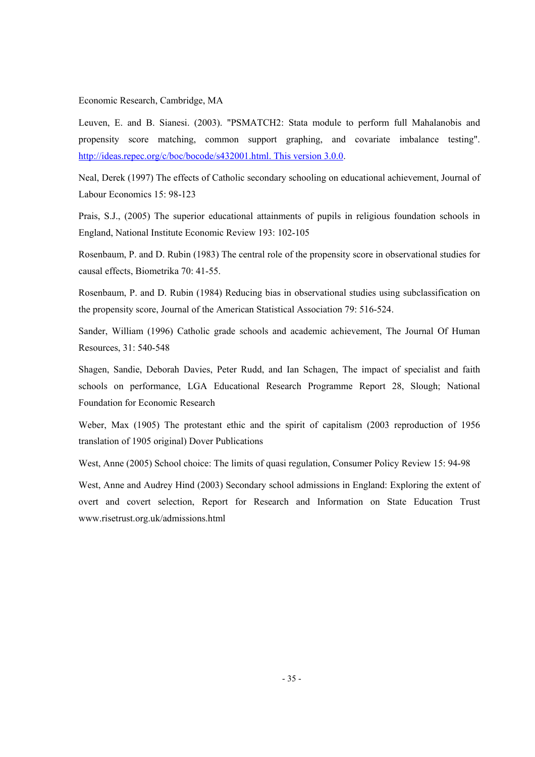Economic Research, Cambridge, MA

Leuven, E. and B. Sianesi. (2003). "PSMATCH2: Stata module to perform full Mahalanobis and propensity score matching, common support graphing, and covariate imbalance testing". http://ideas.repec.org/c/boc/bocode/s432001.html. This version 3.0.0.

Neal, Derek (1997) The effects of Catholic secondary schooling on educational achievement, Journal of Labour Economics 15: 98-123

Prais, S.J., (2005) The superior educational attainments of pupils in religious foundation schools in England, National Institute Economic Review 193: 102-105

Rosenbaum, P. and D. Rubin (1983) The central role of the propensity score in observational studies for causal effects, Biometrika 70: 41-55.

Rosenbaum, P. and D. Rubin (1984) Reducing bias in observational studies using subclassification on the propensity score, Journal of the American Statistical Association 79: 516-524.

Sander, William (1996) Catholic grade schools and academic achievement, The Journal Of Human Resources, 31: 540-548

Shagen, Sandie, Deborah Davies, Peter Rudd, and Ian Schagen, The impact of specialist and faith schools on performance, LGA Educational Research Programme Report 28, Slough; National Foundation for Economic Research

Weber, Max (1905) The protestant ethic and the spirit of capitalism (2003 reproduction of 1956 translation of 1905 original) Dover Publications

West, Anne (2005) School choice: The limits of quasi regulation, Consumer Policy Review 15: 94-98

West, Anne and Audrey Hind (2003) Secondary school admissions in England: Exploring the extent of overt and covert selection, Report for Research and Information on State Education Trust www.risetrust.org.uk/admissions.html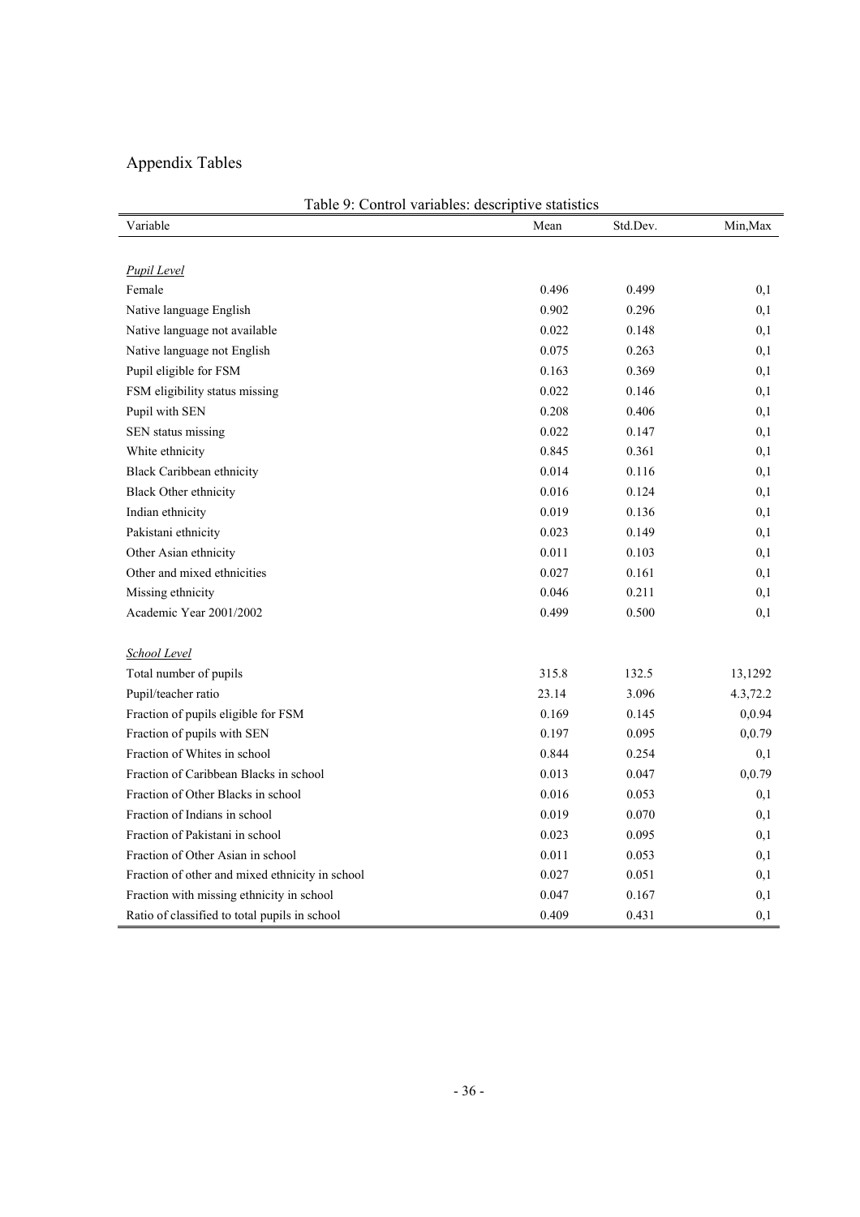# Appendix Tables

Table 9: Control variables: descriptive statistics

| Variable | Mean | Std.Dev. | Min,Max |
|---|---|---|---|
| *Pupil Level* | | | |
| Female | 0.496 | 0.499 | 0,1 |
| Native language English | 0.902 | 0.296 | 0,1 |
| Native language not available | 0.022 | 0.148 | 0,1 |
| Native language not English | 0.075 | 0.263 | 0,1 |
| Pupil eligible for FSM | 0.163 | 0.369 | 0,1 |
| FSM eligibility status missing | 0.022 | 0.146 | 0,1 |
| Pupil with SEN | 0.208 | 0.406 | 0,1 |
| SEN status missing | 0.022 | 0.147 | 0,1 |
| White ethnicity | 0.845 | 0.361 | 0,1 |
| Black Caribbean ethnicity | 0.014 | 0.116 | 0,1 |
| Black Other ethnicity | 0.016 | 0.124 | 0,1 |
| Indian ethnicity | 0.019 | 0.136 | 0,1 |
| Pakistani ethnicity | 0.023 | 0.149 | 0,1 |
| Other Asian ethnicity | 0.011 | 0.103 | 0,1 |
| Other and mixed ethnicities | 0.027 | 0.161 | 0,1 |
| Missing ethnicity | 0.046 | 0.211 | 0,1 |
| Academic Year 2001/2002 | 0.499 | 0.500 | 0,1 |
| *School Level* | | | |
| Total number of pupils | 315.8 | 132.5 | 13,1292 |
| Pupil/teacher ratio | 23.14 | 3.096 | 4.3,72.2 |
| Fraction of pupils eligible for FSM | 0.169 | 0.145 | 0,0.94 |
| Fraction of pupils with SEN | 0.197 | 0.095 | 0,0.79 |
| Fraction of Whites in school | 0.844 | 0.254 | 0,1 |
| Fraction of Caribbean Blacks in school | 0.013 | 0.047 | 0,0.79 |
| Fraction of Other Blacks in school | 0.016 | 0.053 | 0,1 |
| Fraction of Indians in school | 0.019 | 0.070 | 0,1 |
| Fraction of Pakistani in school | 0.023 | 0.095 | 0,1 |
| Fraction of Other Asian in school | 0.011 | 0.053 | 0,1 |
| Fraction of other and mixed ethnicity in school | 0.027 | 0.051 | 0,1 |
| Fraction with missing ethnicity in school | 0.047 | 0.167 | 0,1 |
| Ratio of classified to total pupils in school | 0.409 | 0.431 | 0,1 |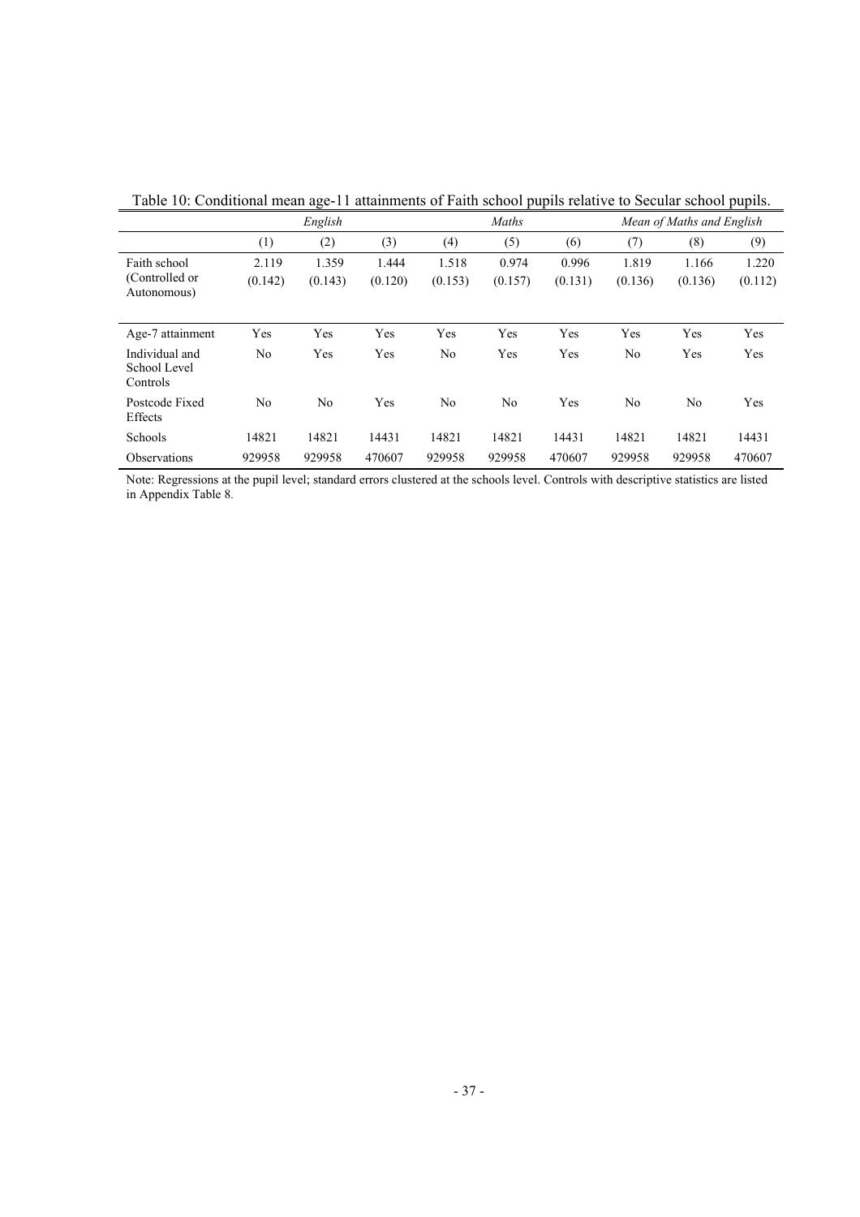Table 10: Conditional mean age-11 attainments of Faith school pupils relative to Secular school pupils.

| | *English* | | | *Maths* | | | *Mean of Maths and English* | | |
|---|---|---|---|---|---|---|---|---|---|
| | (1) | (2) | (3) | (4) | (5) | (6) | (7) | (8) | (9) |
| Faith school (Controlled or Autonomous) | 2.119 (0.142) | 1.359 (0.143) | 1.444 (0.120) | 1.518 (0.153) | 0.974 (0.157) | 0.996 (0.131) | 1.819 (0.136) | 1.166 (0.136) | 1.220 (0.112) |
| Age-7 attainment | Yes | Yes | Yes | Yes | Yes | Yes | Yes | Yes | Yes |
| Individual and School Level Controls | No | Yes | Yes | No | Yes | Yes | No | Yes | Yes |
| Postcode Fixed Effects | No | No | Yes | No | No | Yes | No | No | Yes |
| Schools | 14821 | 14821 | 14431 | 14821 | 14821 | 14431 | 14821 | 14821 | 14431 |
| Observations | 929958 | 929958 | 470607 | 929958 | 929958 | 470607 | 929958 | 929958 | 470607 |

Note: Regressions at the pupil level; standard errors clustered at the schools level. Controls with descriptive statistics are listed in Appendix Table 8.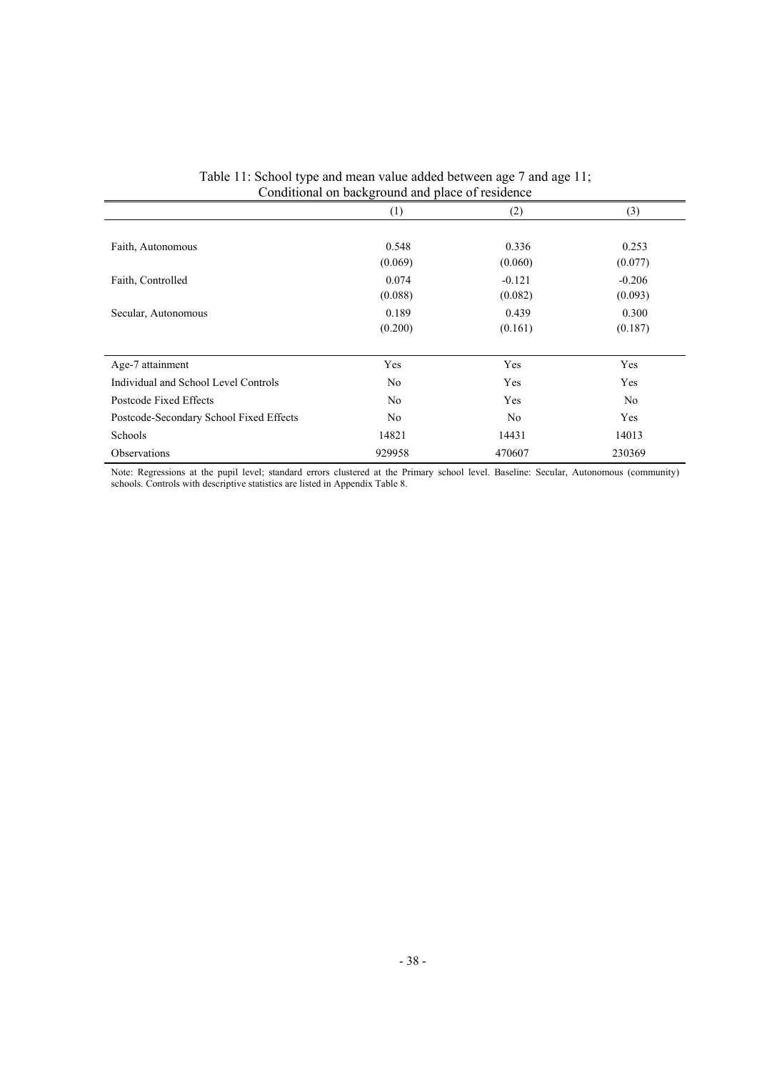Table 11: School type and mean value added between age 7 and age 11; Conditional on background and place of residence

| | (1) | (2) | (3) |
|---|---|---|---|
| Faith, Autonomous | 0.548 | 0.336 | 0.253 |
| | (0.069) | (0.060) | (0.077) |
| Faith, Controlled | 0.074 | -0.121 | -0.206 |
| | (0.088) | (0.082) | (0.093) |
| Secular, Autonomous | 0.189 | 0.439 | 0.300 |
| | (0.200) | (0.161) | (0.187) |
| Age-7 attainment | Yes | Yes | Yes |
| Individual and School Level Controls | No | Yes | Yes |
| Postcode Fixed Effects | No | Yes | No |
| Postcode-Secondary School Fixed Effects | No | No | Yes |
| Schools | 14821 | 14431 | 14013 |
| Observations | 929958 | 470607 | 230369 |

Note: Regressions at the pupil level; standard errors clustered at the Primary school level. Baseline: Secular, Autonomous (community) schools. Controls with descriptive statistics are listed in Appendix Table 8.